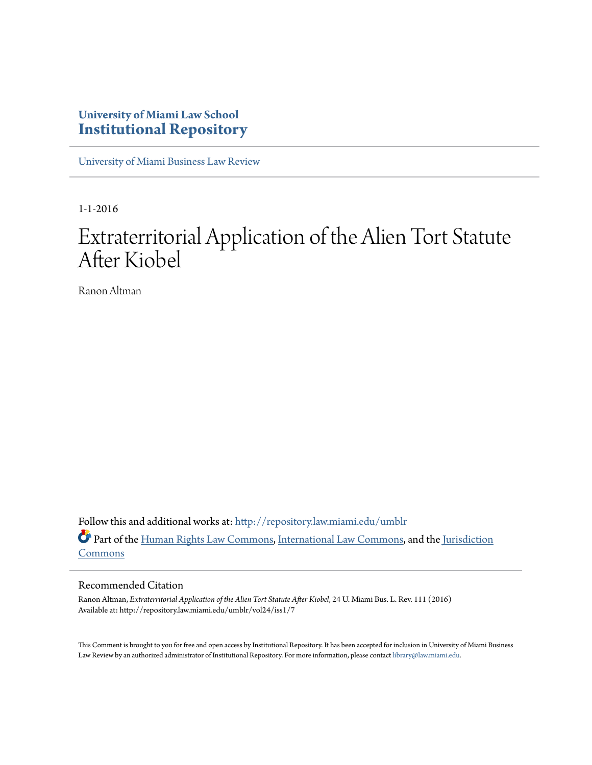**University of Miami Law School**
**Institutional Repository**

University of Miami Business Law Review

1-1-2016

# Extraterritorial Application of the Alien Tort Statute After Kiobel

Ranon Altman

Follow this and additional works at: http://repository.law.miami.edu/umblr

Part of the Human Rights Law Commons, International Law Commons, and the Jurisdiction Commons

## Recommended Citation

Ranon Altman, *Extraterritorial Application of the Alien Tort Statute After Kiobel*, 24 U. Miami Bus. L. Rev. 111 (2016)
Available at: http://repository.law.miami.edu/umblr/vol24/iss1/7

This Comment is brought to you for free and open access by Institutional Repository. It has been accepted for inclusion in University of Miami Business Law Review by an authorized administrator of Institutional Repository. For more information, please contact library@law.miami.edu.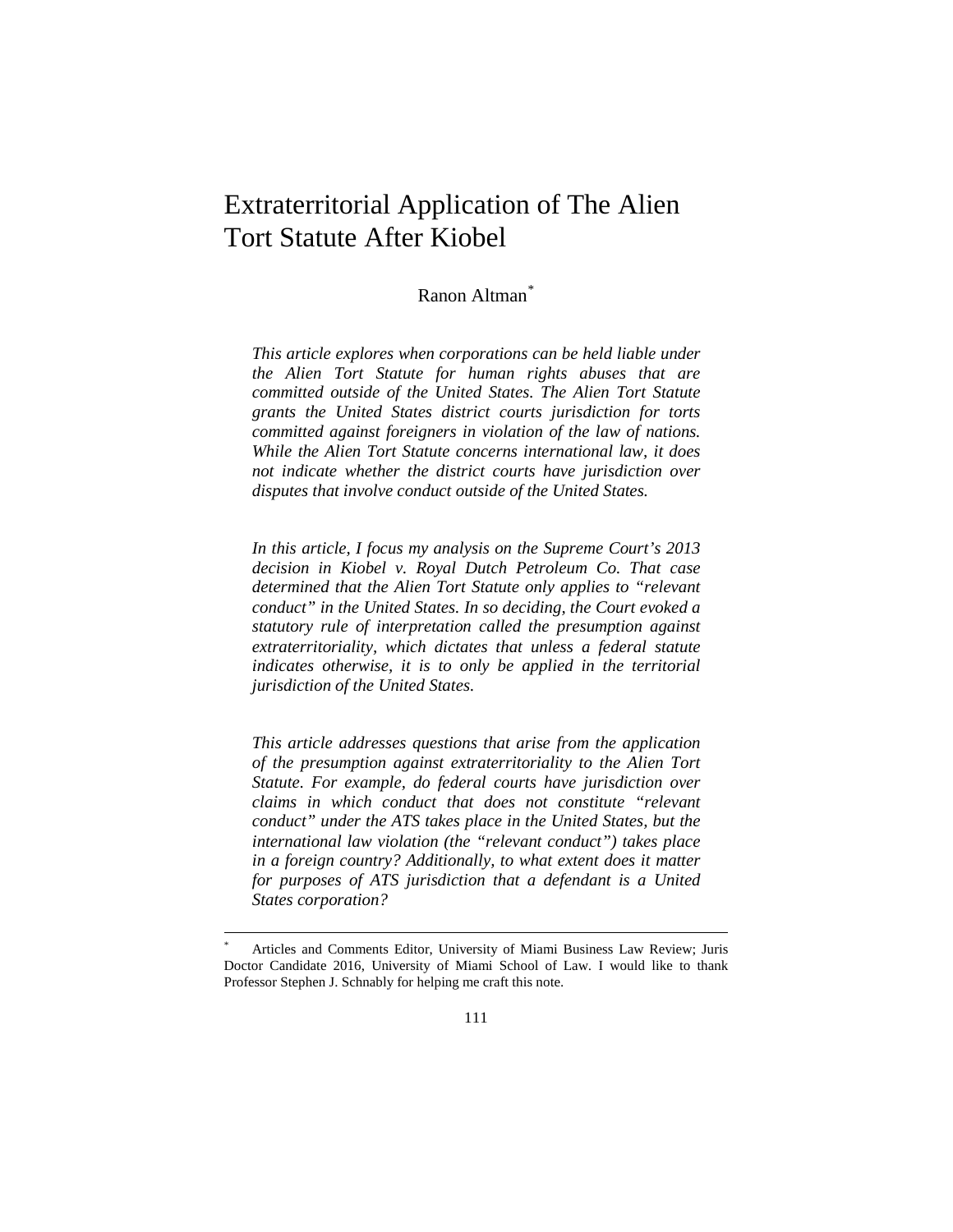# Extraterritorial Application of The Alien Tort Statute After Kiobel

Ranon Altman[*]

*This article explores when corporations can be held liable under the Alien Tort Statute for human rights abuses that are committed outside of the United States. The Alien Tort Statute grants the United States district courts jurisdiction for torts committed against foreigners in violation of the law of nations. While the Alien Tort Statute concerns international law, it does not indicate whether the district courts have jurisdiction over disputes that involve conduct outside of the United States.*

*In this article, I focus my analysis on the Supreme Court's 2013 decision in Kiobel v. Royal Dutch Petroleum Co. That case determined that the Alien Tort Statute only applies to "relevant conduct" in the United States. In so deciding, the Court evoked a statutory rule of interpretation called the presumption against extraterritoriality, which dictates that unless a federal statute indicates otherwise, it is to only be applied in the territorial jurisdiction of the United States.*

*This article addresses questions that arise from the application of the presumption against extraterritoriality to the Alien Tort Statute. For example, do federal courts have jurisdiction over claims in which conduct that does not constitute "relevant conduct" under the ATS takes place in the United States, but the international law violation (the "relevant conduct") takes place in a foreign country? Additionally, to what extent does it matter for purposes of ATS jurisdiction that a defendant is a United States corporation?*

---

[*] Articles and Comments Editor, University of Miami Business Law Review; Juris Doctor Candidate 2016, University of Miami School of Law. I would like to thank Professor Stephen J. Schnably for helping me craft this note.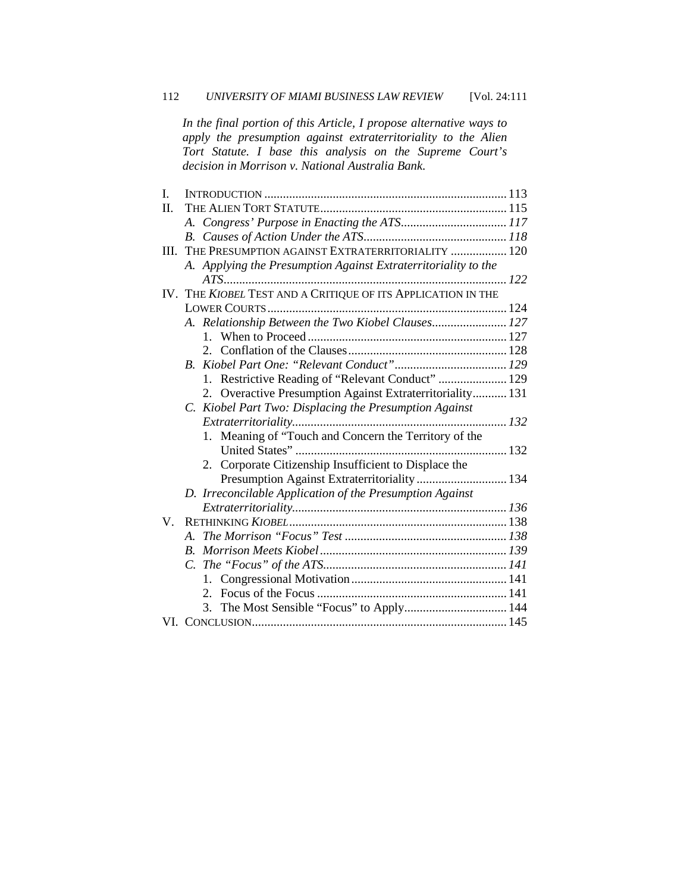*In the final portion of this Article, I propose alternative ways to apply the presumption against extraterritoriality to the Alien Tort Statute. I base this analysis on the Supreme Court's decision in Morrison v. National Australia Bank.*

I. INTRODUCTION ............................................................................. 113
II. THE ALIEN TORT STATUTE........................................................... 115
  *A. Congress' Purpose in Enacting the ATS.................................. 117*
  *B. Causes of Action Under the ATS.............................................. 118*
III. THE PRESUMPTION AGAINST EXTRATERRITORIALITY .................. 120
  *A. Applying the Presumption Against Extraterritoriality to the ATS.......................................................................................... 122*
IV. THE *KIOBEL* TEST AND A CRITIQUE OF ITS APPLICATION IN THE LOWER COURTS............................................................................ 124
  *A. Relationship Between the Two Kiobel Clauses........................ 127*
    1. When to Proceed................................................................ 127
    2. Conflation of the Clauses................................................... 128
  *B. Kiobel Part One: "Relevant Conduct".................................... 129*
    1. Restrictive Reading of "Relevant Conduct" ...................... 129
    2. Overactive Presumption Against Extraterritoriality........... 131
  *C. Kiobel Part Two: Displacing the Presumption Against Extraterritoriality..................................................................... 132*
    1. Meaning of "Touch and Concern the Territory of the United States" .................................................................... 132
    2. Corporate Citizenship Insufficient to Displace the Presumption Against Extraterritoriality............................. 134
  *D. Irreconcilable Application of the Presumption Against Extraterritoriality..................................................................... 136*
V. RETHINKING *KIOBEL*...................................................................... 138
  *A. The Morrison "Focus" Test .................................................... 138*
  *B. Morrison Meets Kiobel............................................................ 139*
  *C. The "Focus" of the ATS........................................................... 141*
    1. Congressional Motivation.................................................. 141
    2. Focus of the Focus ............................................................. 141
    3. The Most Sensible "Focus" to Apply................................. 144
VI. CONCLUSION.................................................................................. 145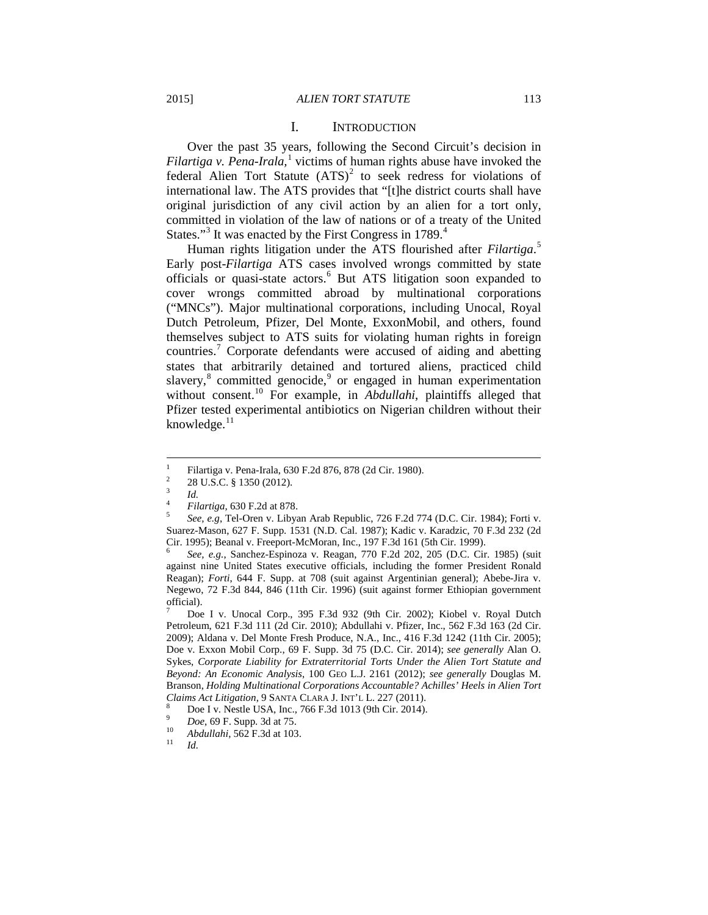## I. INTRODUCTION

Over the past 35 years, following the Second Circuit's decision in *Filartiga v. Pena-Irala*,[1] victims of human rights abuse have invoked the federal Alien Tort Statute (ATS)[2] to seek redress for violations of international law. The ATS provides that "[t]he district courts shall have original jurisdiction of any civil action by an alien for a tort only, committed in violation of the law of nations or of a treaty of the United States."[3] It was enacted by the First Congress in 1789.[4]

Human rights litigation under the ATS flourished after *Filartiga*.[5] Early post-*Filartiga* ATS cases involved wrongs committed by state officials or quasi-state actors.[6] But ATS litigation soon expanded to cover wrongs committed abroad by multinational corporations ("MNCs"). Major multinational corporations, including Unocal, Royal Dutch Petroleum, Pfizer, Del Monte, ExxonMobil, and others, found themselves subject to ATS suits for violating human rights in foreign countries.[7] Corporate defendants were accused of aiding and abetting states that arbitrarily detained and tortured aliens, practiced child slavery,[8] committed genocide,[9] or engaged in human experimentation without consent.[10] For example, in *Abdullahi*, plaintiffs alleged that Pfizer tested experimental antibiotics on Nigerian children without their knowledge.[11]

---

[1] Filartiga v. Pena-Irala, 630 F.2d 876, 878 (2d Cir. 1980).

[2] 28 U.S.C. § 1350 (2012).

[3] *Id.*

[4] *Filartiga*, 630 F.2d at 878.

[5] *See, e.g*, Tel-Oren v. Libyan Arab Republic, 726 F.2d 774 (D.C. Cir. 1984); Forti v. Suarez-Mason, 627 F. Supp. 1531 (N.D. Cal. 1987); Kadic v. Karadzic, 70 F.3d 232 (2d Cir. 1995); Beanal v. Freeport-McMoran, Inc., 197 F.3d 161 (5th Cir. 1999).

[6] *See, e.g.*, Sanchez-Espinoza v. Reagan, 770 F.2d 202, 205 (D.C. Cir. 1985) (suit against nine United States executive officials, including the former President Ronald Reagan); *Forti*, 644 F. Supp. at 708 (suit against Argentinian general); Abebe-Jira v. Negewo, 72 F.3d 844, 846 (11th Cir. 1996) (suit against former Ethiopian government official).

[7] Doe I v. Unocal Corp., 395 F.3d 932 (9th Cir. 2002); Kiobel v. Royal Dutch Petroleum, 621 F.3d 111 (2d Cir. 2010); Abdullahi v. Pfizer, Inc., 562 F.3d 163 (2d Cir. 2009); Aldana v. Del Monte Fresh Produce, N.A., Inc., 416 F.3d 1242 (11th Cir. 2005); Doe v. Exxon Mobil Corp., 69 F. Supp. 3d 75 (D.C. Cir. 2014); *see generally* Alan O. Sykes, *Corporate Liability for Extraterritorial Torts Under the Alien Tort Statute and Beyond: An Economic Analysis*, 100 GEO L.J. 2161 (2012); *see generally* Douglas M. Branson, *Holding Multinational Corporations Accountable? Achilles' Heels in Alien Tort Claims Act Litigation*, 9 SANTA CLARA J. INT'L L. 227 (2011).

[8] Doe I v. Nestle USA, Inc., 766 F.3d 1013 (9th Cir. 2014).

[9] *Doe*, 69 F. Supp. 3d at 75.

[10] *Abdullahi*, 562 F.3d at 103.

[11] *Id.*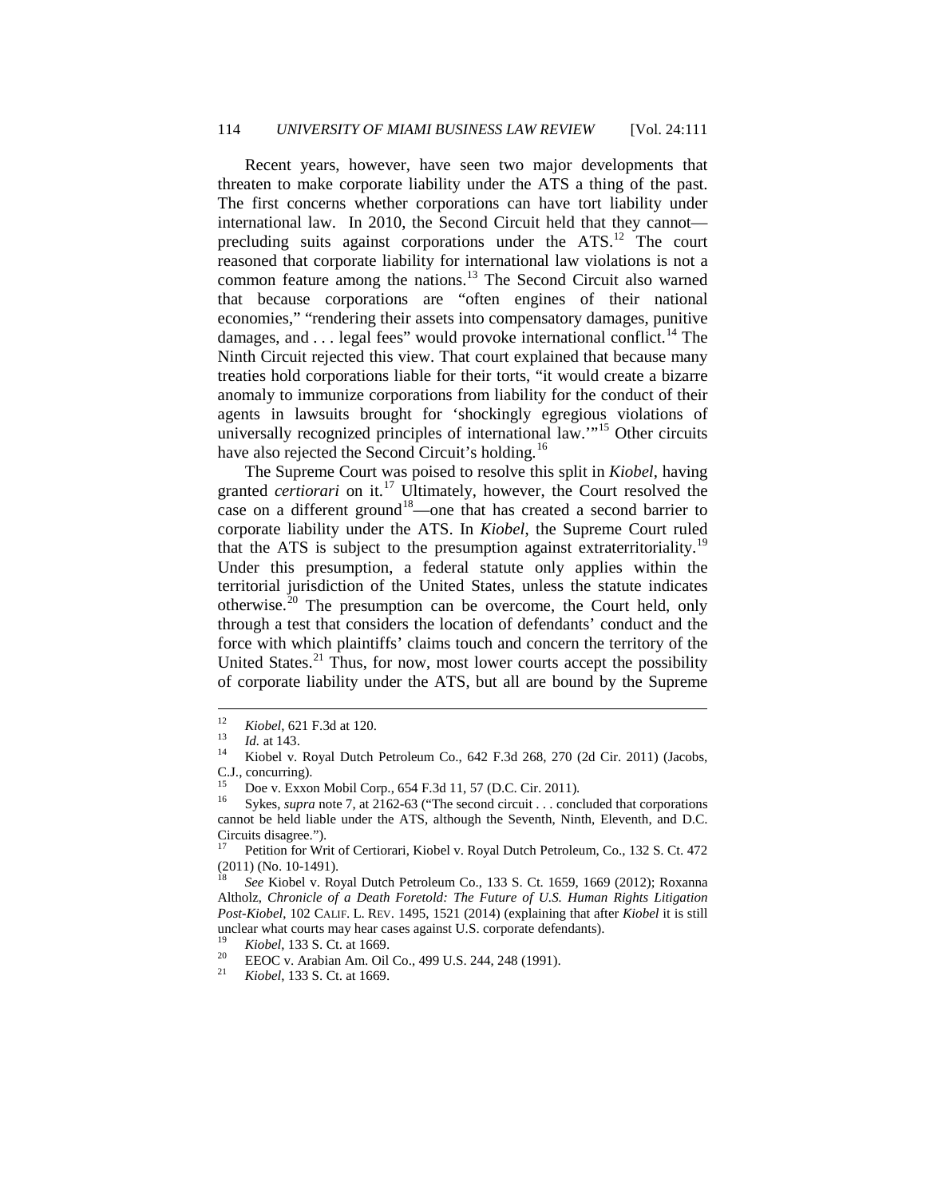Recent years, however, have seen two major developments that threaten to make corporate liability under the ATS a thing of the past. The first concerns whether corporations can have tort liability under international law. In 2010, the Second Circuit held that they cannot—precluding suits against corporations under the ATS.[12] The court reasoned that corporate liability for international law violations is not a common feature among the nations.[13] The Second Circuit also warned that because corporations are "often engines of their national economies," "rendering their assets into compensatory damages, punitive damages, and . . . legal fees" would provoke international conflict.[14] The Ninth Circuit rejected this view. That court explained that because many treaties hold corporations liable for their torts, "it would create a bizarre anomaly to immunize corporations from liability for the conduct of their agents in lawsuits brought for 'shockingly egregious violations of universally recognized principles of international law.'"[15] Other circuits have also rejected the Second Circuit's holding.[16]

The Supreme Court was poised to resolve this split in *Kiobel*, having granted *certiorari* on it.[17] Ultimately, however, the Court resolved the case on a different ground[18]—one that has created a second barrier to corporate liability under the ATS. In *Kiobel*, the Supreme Court ruled that the ATS is subject to the presumption against extraterritoriality.[19] Under this presumption, a federal statute only applies within the territorial jurisdiction of the United States, unless the statute indicates otherwise.[20] The presumption can be overcome, the Court held, only through a test that considers the location of defendants' conduct and the force with which plaintiffs' claims touch and concern the territory of the United States.[21] Thus, for now, most lower courts accept the possibility of corporate liability under the ATS, but all are bound by the Supreme

---

[12] *Kiobel*, 621 F.3d at 120.

[13] *Id.* at 143.

[14] Kiobel v. Royal Dutch Petroleum Co., 642 F.3d 268, 270 (2d Cir. 2011) (Jacobs, C.J., concurring).

[15] Doe v. Exxon Mobil Corp., 654 F.3d 11, 57 (D.C. Cir. 2011).

[16] Sykes, *supra* note 7, at 2162-63 ("The second circuit . . . concluded that corporations cannot be held liable under the ATS, although the Seventh, Ninth, Eleventh, and D.C. Circuits disagree.").

[17] Petition for Writ of Certiorari, Kiobel v. Royal Dutch Petroleum, Co., 132 S. Ct. 472 (2011) (No. 10-1491).

[18] *See* Kiobel v. Royal Dutch Petroleum Co., 133 S. Ct. 1659, 1669 (2012); Roxanna Altholz, *Chronicle of a Death Foretold: The Future of U.S. Human Rights Litigation Post-Kiobel*, 102 CALIF. L. REV. 1495, 1521 (2014) (explaining that after *Kiobel* it is still unclear what courts may hear cases against U.S. corporate defendants).

[19] *Kiobel*, 133 S. Ct. at 1669.

[20] EEOC v. Arabian Am. Oil Co., 499 U.S. 244, 248 (1991).

[21] *Kiobel*, 133 S. Ct. at 1669.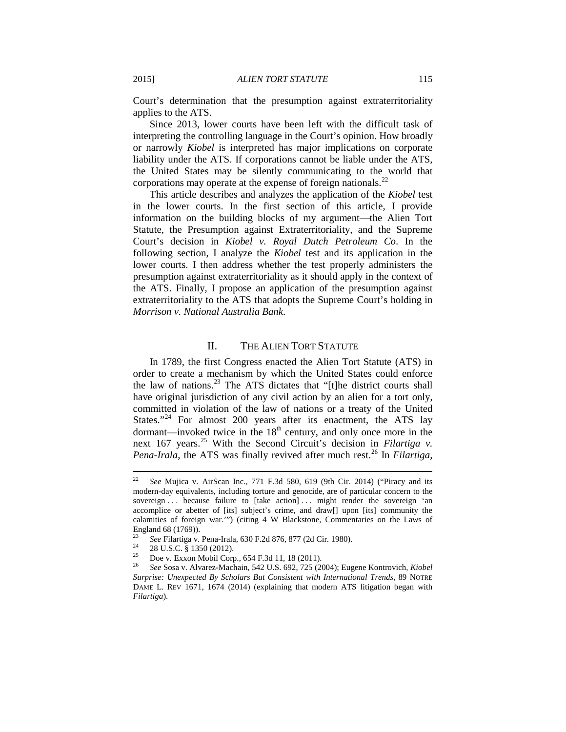Court's determination that the presumption against extraterritoriality applies to the ATS.

Since 2013, lower courts have been left with the difficult task of interpreting the controlling language in the Court's opinion. How broadly or narrowly *Kiobel* is interpreted has major implications on corporate liability under the ATS. If corporations cannot be liable under the ATS, the United States may be silently communicating to the world that corporations may operate at the expense of foreign nationals.[22]

This article describes and analyzes the application of the *Kiobel* test in the lower courts. In the first section of this article, I provide information on the building blocks of my argument—the Alien Tort Statute, the Presumption against Extraterritoriality, and the Supreme Court's decision in *Kiobel v. Royal Dutch Petroleum Co*. In the following section, I analyze the *Kiobel* test and its application in the lower courts. I then address whether the test properly administers the presumption against extraterritoriality as it should apply in the context of the ATS. Finally, I propose an application of the presumption against extraterritoriality to the ATS that adopts the Supreme Court's holding in *Morrison v. National Australia Bank*.

## II. THE ALIEN TORT STATUTE

In 1789, the first Congress enacted the Alien Tort Statute (ATS) in order to create a mechanism by which the United States could enforce the law of nations.[23] The ATS dictates that "[t]he district courts shall have original jurisdiction of any civil action by an alien for a tort only, committed in violation of the law of nations or a treaty of the United States."[24] For almost 200 years after its enactment, the ATS lay dormant—invoked twice in the 18th century, and only once more in the next 167 years.[25] With the Second Circuit's decision in *Filartiga v. Pena-Irala*, the ATS was finally revived after much rest.[26] In *Filartiga*,

---

[22] *See* Mujica v. AirScan Inc., 771 F.3d 580, 619 (9th Cir. 2014) ("Piracy and its modern-day equivalents, including torture and genocide, are of particular concern to the sovereign . . . because failure to [take action] . . . might render the sovereign 'an accomplice or abetter of [its] subject's crime, and draw[] upon [its] community the calamities of foreign war.'") (citing 4 W Blackstone, Commentaries on the Laws of England 68 (1769)).

[23] *See* Filartiga v. Pena-Irala, 630 F.2d 876, 877 (2d Cir. 1980).

[24] 28 U.S.C. § 1350 (2012).

[25] Doe v. Exxon Mobil Corp., 654 F.3d 11, 18 (2011).

[26] *See* Sosa v. Alvarez-Machain, 542 U.S. 692, 725 (2004); Eugene Kontrovich, *Kiobel Surprise: Unexpected By Scholars But Consistent with International Trends*, 89 NOTRE DAME L. REV 1671, 1674 (2014) (explaining that modern ATS litigation began with *Filartiga*).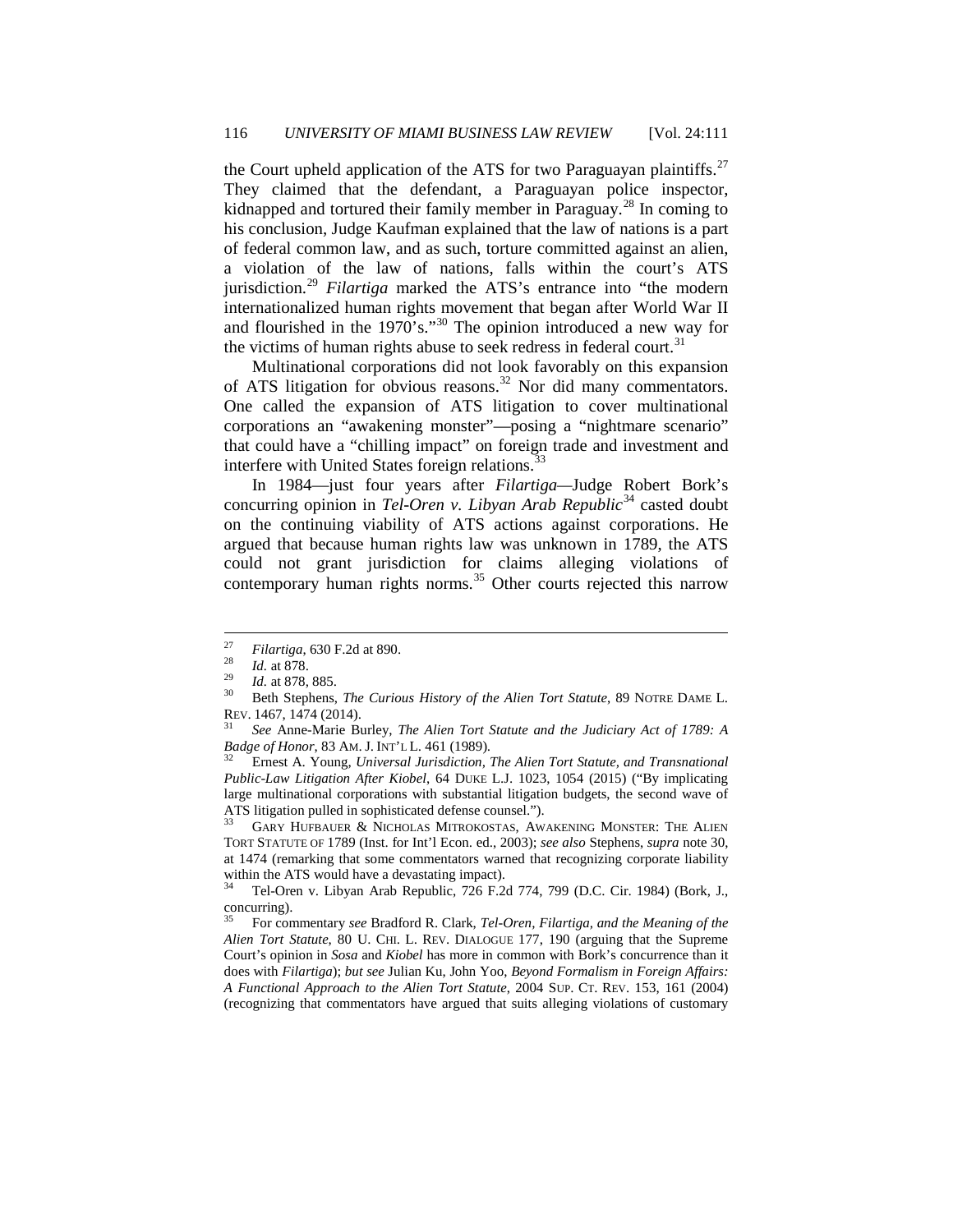the Court upheld application of the ATS for two Paraguayan plaintiffs.[27] They claimed that the defendant, a Paraguayan police inspector, kidnapped and tortured their family member in Paraguay.[28] In coming to his conclusion, Judge Kaufman explained that the law of nations is a part of federal common law, and as such, torture committed against an alien, a violation of the law of nations, falls within the court's ATS jurisdiction.[29] *Filartiga* marked the ATS's entrance into "the modern internationalized human rights movement that began after World War II and flourished in the 1970's."[30] The opinion introduced a new way for the victims of human rights abuse to seek redress in federal court.[31]

Multinational corporations did not look favorably on this expansion of ATS litigation for obvious reasons.[32] Nor did many commentators. One called the expansion of ATS litigation to cover multinational corporations an "awakening monster"—posing a "nightmare scenario" that could have a "chilling impact" on foreign trade and investment and interfere with United States foreign relations.[33]

In 1984—just four years after *Filartiga*—Judge Robert Bork's concurring opinion in *Tel-Oren v. Libyan Arab Republic*[34] casted doubt on the continuing viability of ATS actions against corporations. He argued that because human rights law was unknown in 1789, the ATS could not grant jurisdiction for claims alleging violations of contemporary human rights norms.[35] Other courts rejected this narrow

---

[27] *Filartiga*, 630 F.2d at 890.

[28] *Id.* at 878.

[29] *Id.* at 878, 885.

[30] Beth Stephens, *The Curious History of the Alien Tort Statute*, 89 NOTRE DAME L. REV. 1467, 1474 (2014).

[31] *See* Anne-Marie Burley, *The Alien Tort Statute and the Judiciary Act of 1789: A Badge of Honor*, 83 AM. J. INT'L L. 461 (1989).

[32] Ernest A. Young, *Universal Jurisdiction, The Alien Tort Statute, and Transnational Public-Law Litigation After Kiobel*, 64 DUKE L.J. 1023, 1054 (2015) ("By implicating large multinational corporations with substantial litigation budgets, the second wave of ATS litigation pulled in sophisticated defense counsel.").

[33] GARY HUFBAUER & NICHOLAS MITROKOSTAS, AWAKENING MONSTER: THE ALIEN TORT STATUTE OF 1789 (Inst. for Int'l Econ. ed., 2003); *see also* Stephens, *supra* note 30, at 1474 (remarking that some commentators warned that recognizing corporate liability within the ATS would have a devastating impact).

[34] Tel-Oren v. Libyan Arab Republic, 726 F.2d 774, 799 (D.C. Cir. 1984) (Bork, J., concurring).

[35] For commentary *see* Bradford R. Clark, *Tel-Oren, Filartiga, and the Meaning of the Alien Tort Statute*, 80 U. CHI. L. REV. DIALOGUE 177, 190 (arguing that the Supreme Court's opinion in *Sosa* and *Kiobel* has more in common with Bork's concurrence than it does with *Filartiga*); *but see* Julian Ku, John Yoo, *Beyond Formalism in Foreign Affairs: A Functional Approach to the Alien Tort Statute*, 2004 SUP. CT. REV. 153, 161 (2004) (recognizing that commentators have argued that suits alleging violations of customary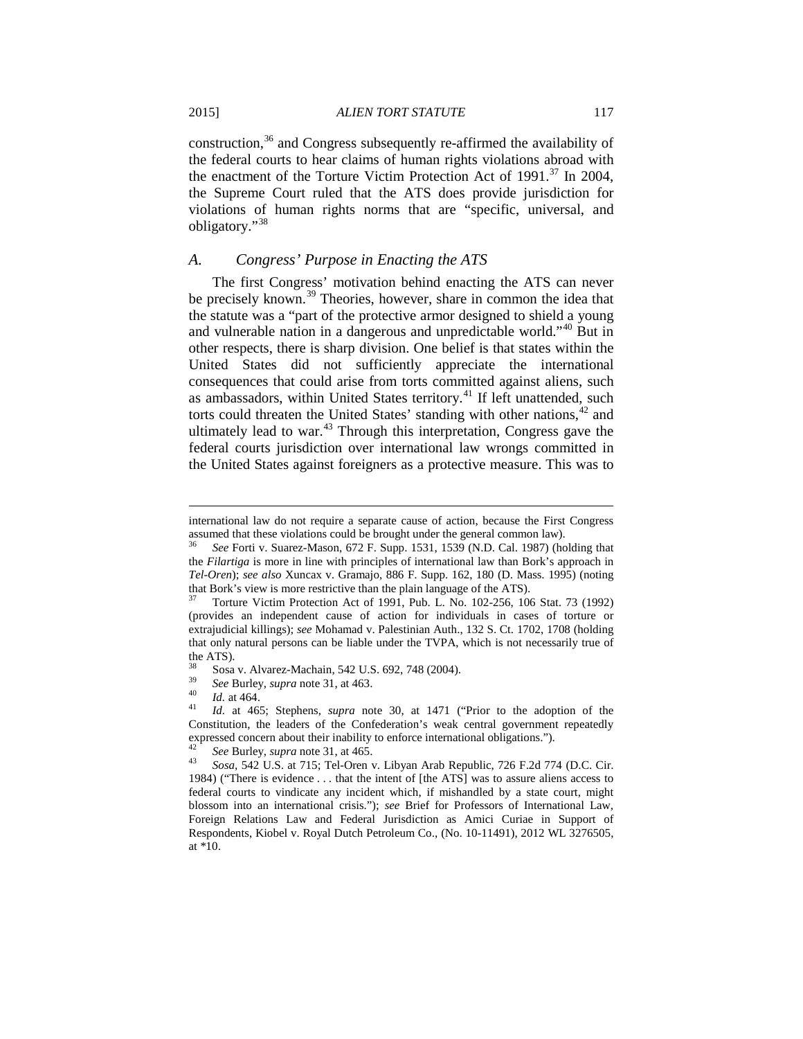construction,[36] and Congress subsequently re-affirmed the availability of the federal courts to hear claims of human rights violations abroad with the enactment of the Torture Victim Protection Act of 1991.[37] In 2004, the Supreme Court ruled that the ATS does provide jurisdiction for violations of human rights norms that are "specific, universal, and obligatory."[38]

## *A. Congress' Purpose in Enacting the ATS*

The first Congress' motivation behind enacting the ATS can never be precisely known.[39] Theories, however, share in common the idea that the statute was a "part of the protective armor designed to shield a young and vulnerable nation in a dangerous and unpredictable world."[40] But in other respects, there is sharp division. One belief is that states within the United States did not sufficiently appreciate the international consequences that could arise from torts committed against aliens, such as ambassadors, within United States territory.[41] If left unattended, such torts could threaten the United States' standing with other nations,[42] and ultimately lead to war.[43] Through this interpretation, Congress gave the federal courts jurisdiction over international law wrongs committed in the United States against foreigners as a protective measure. This was to

---

international law do not require a separate cause of action, because the First Congress assumed that these violations could be brought under the general common law).

[36] *See* Forti v. Suarez-Mason, 672 F. Supp. 1531, 1539 (N.D. Cal. 1987) (holding that the *Filartiga* is more in line with principles of international law than Bork's approach in *Tel-Oren*); *see also* Xuncax v. Gramajo, 886 F. Supp. 162, 180 (D. Mass. 1995) (noting that Bork's view is more restrictive than the plain language of the ATS).

[37] Torture Victim Protection Act of 1991, Pub. L. No. 102-256, 106 Stat. 73 (1992) (provides an independent cause of action for individuals in cases of torture or extrajudicial killings); *see* Mohamad v. Palestinian Auth., 132 S. Ct. 1702, 1708 (holding that only natural persons can be liable under the TVPA, which is not necessarily true of the ATS).

[38] Sosa v. Alvarez-Machain, 542 U.S. 692, 748 (2004).

[39] *See* Burley, *supra* note 31, at 463.

[40] *Id.* at 464.

[41] *Id.* at 465; Stephens, *supra* note 30, at 1471 ("Prior to the adoption of the Constitution, the leaders of the Confederation's weak central government repeatedly expressed concern about their inability to enforce international obligations.").

[42] *See* Burley, *supra* note 31, at 465.

[43] *Sosa*, 542 U.S. at 715; Tel-Oren v. Libyan Arab Republic, 726 F.2d 774 (D.C. Cir. 1984) ("There is evidence . . . that the intent of [the ATS] was to assure aliens access to federal courts to vindicate any incident which, if mishandled by a state court, might blossom into an international crisis."); *see* Brief for Professors of International Law, Foreign Relations Law and Federal Jurisdiction as Amici Curiae in Support of Respondents, Kiobel v. Royal Dutch Petroleum Co., (No. 10-11491), 2012 WL 3276505, at *10.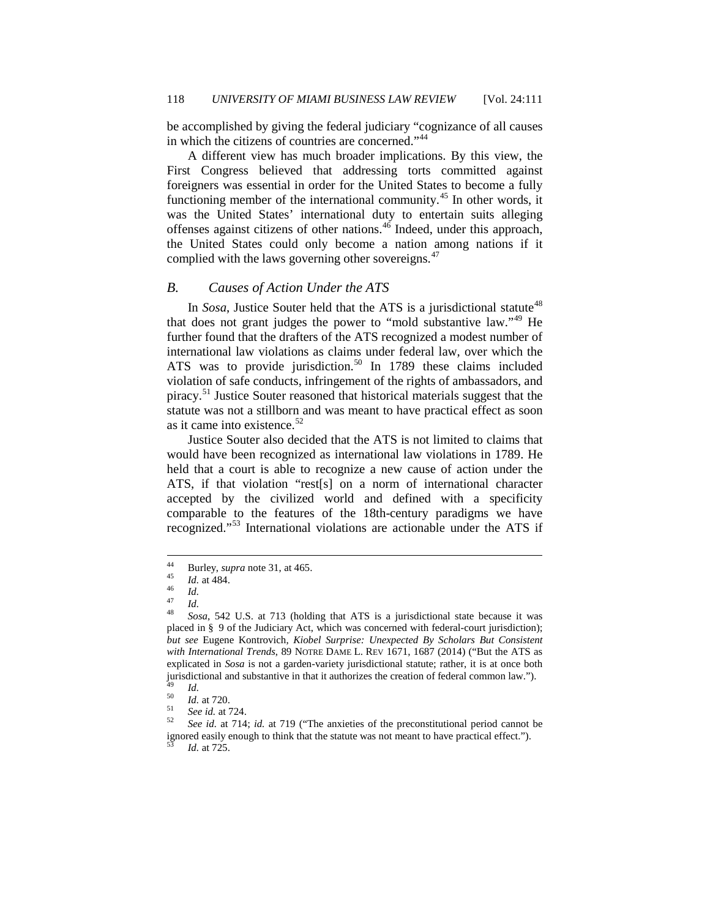be accomplished by giving the federal judiciary "cognizance of all causes in which the citizens of countries are concerned."[44]

A different view has much broader implications. By this view, the First Congress believed that addressing torts committed against foreigners was essential in order for the United States to become a fully functioning member of the international community.[45] In other words, it was the United States' international duty to entertain suits alleging offenses against citizens of other nations.[46] Indeed, under this approach, the United States could only become a nation among nations if it complied with the laws governing other sovereigns.[47]

### *B. Causes of Action Under the ATS*

In *Sosa*, Justice Souter held that the ATS is a jurisdictional statute[48] that does not grant judges the power to "mold substantive law."[49] He further found that the drafters of the ATS recognized a modest number of international law violations as claims under federal law, over which the ATS was to provide jurisdiction.[50] In 1789 these claims included violation of safe conducts, infringement of the rights of ambassadors, and piracy.[51] Justice Souter reasoned that historical materials suggest that the statute was not a stillborn and was meant to have practical effect as soon as it came into existence.[52]

Justice Souter also decided that the ATS is not limited to claims that would have been recognized as international law violations in 1789. He held that a court is able to recognize a new cause of action under the ATS, if that violation "rest[s] on a norm of international character accepted by the civilized world and defined with a specificity comparable to the features of the 18th-century paradigms we have recognized."[53] International violations are actionable under the ATS if

---

[44] Burley, *supra* note 31, at 465.

[45] *Id.* at 484.

[46] *Id.*

[47] *Id.*

[48] *Sosa*, 542 U.S. at 713 (holding that ATS is a jurisdictional state because it was placed in § 9 of the Judiciary Act, which was concerned with federal-court jurisdiction); *but see* Eugene Kontrovich, *Kiobel Surprise: Unexpected By Scholars But Consistent with International Trends*, 89 NOTRE DAME L. REV 1671, 1687 (2014) ("But the ATS as explicated in *Sosa* is not a garden-variety jurisdictional statute; rather, it is at once both jurisdictional and substantive in that it authorizes the creation of federal common law.").

[49] *Id.*

[50] *Id.* at 720.

[51] *See id.* at 724.

[52] *See id.* at 714; *id.* at 719 ("The anxieties of the preconstitutional period cannot be ignored easily enough to think that the statute was not meant to have practical effect.").

[53] *Id.* at 725.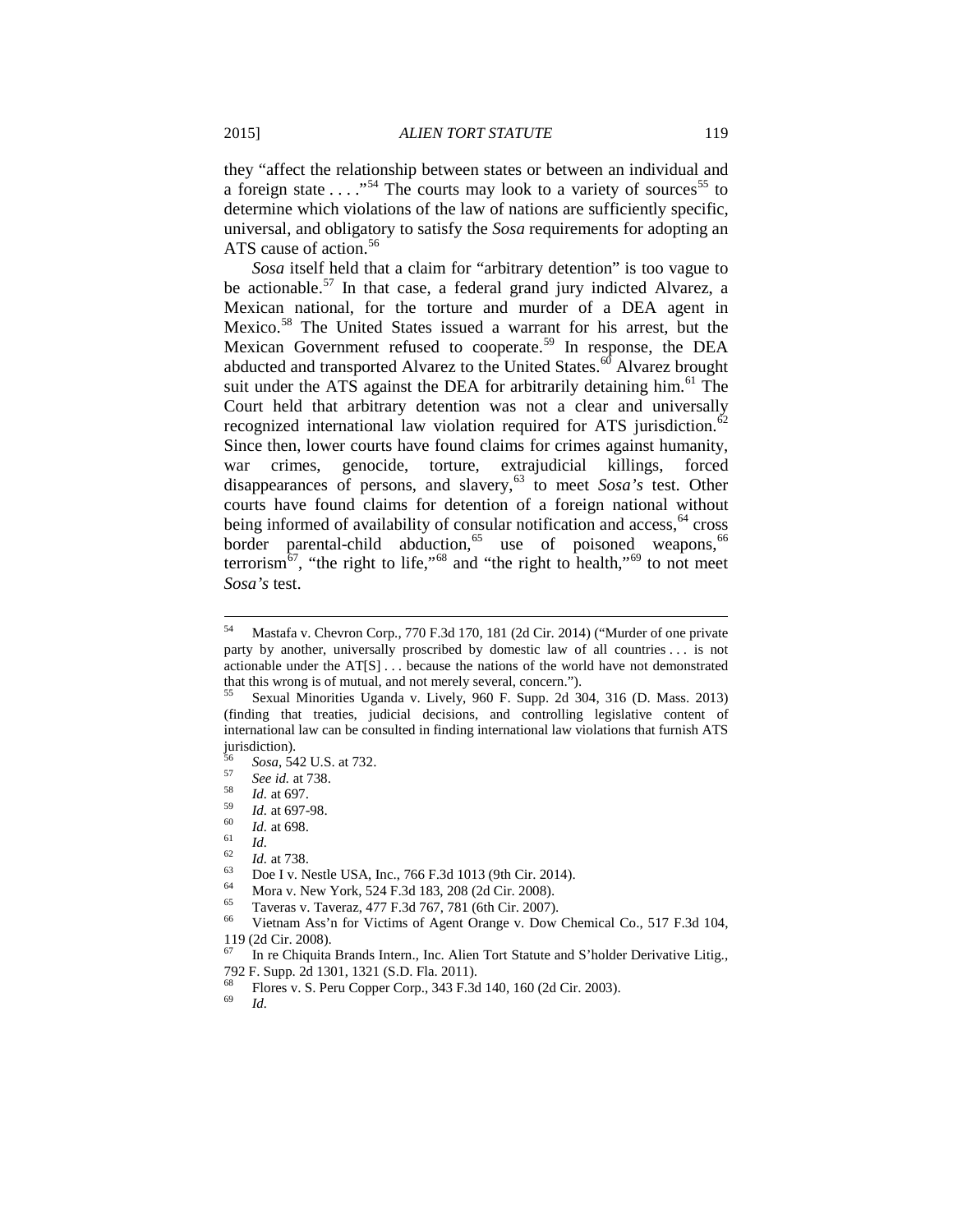they "affect the relationship between states or between an individual and a foreign state . . . ."[54] The courts may look to a variety of sources[55] to determine which violations of the law of nations are sufficiently specific, universal, and obligatory to satisfy the *Sosa* requirements for adopting an ATS cause of action.[56]

*Sosa* itself held that a claim for "arbitrary detention" is too vague to be actionable.[57] In that case, a federal grand jury indicted Alvarez, a Mexican national, for the torture and murder of a DEA agent in Mexico.[58] The United States issued a warrant for his arrest, but the Mexican Government refused to cooperate.[59] In response, the DEA abducted and transported Alvarez to the United States.[60] Alvarez brought suit under the ATS against the DEA for arbitrarily detaining him.[61] The Court held that arbitrary detention was not a clear and universally recognized international law violation required for ATS jurisdiction.[62] Since then, lower courts have found claims for crimes against humanity, war crimes, genocide, torture, extrajudicial killings, forced disappearances of persons, and slavery,[63] to meet *Sosa's* test. Other courts have found claims for detention of a foreign national without being informed of availability of consular notification and access,[64] cross border parental-child abduction,[65] use of poisoned weapons,[66] terrorism[67], "the right to life,"[68] and "the right to health,"[69] to not meet *Sosa's* test.

---

[54] Mastafa v. Chevron Corp., 770 F.3d 170, 181 (2d Cir. 2014) ("Murder of one private party by another, universally proscribed by domestic law of all countries . . . is not actionable under the AT[S] . . . because the nations of the world have not demonstrated that this wrong is of mutual, and not merely several, concern.").

[55] Sexual Minorities Uganda v. Lively, 960 F. Supp. 2d 304, 316 (D. Mass. 2013) (finding that treaties, judicial decisions, and controlling legislative content of international law can be consulted in finding international law violations that furnish ATS jurisdiction).

[56] *Sosa*, 542 U.S. at 732.

[57] *See id.* at 738.

[58] *Id.* at 697.

[59] *Id.* at 697-98.

[60] *Id.* at 698.

[61] *Id.*

[62] *Id.* at 738.

[63] Doe I v. Nestle USA, Inc., 766 F.3d 1013 (9th Cir. 2014).

[64] Mora v. New York, 524 F.3d 183, 208 (2d Cir. 2008).

[65] Taveras v. Taveraz, 477 F.3d 767, 781 (6th Cir. 2007).

[66] Vietnam Ass'n for Victims of Agent Orange v. Dow Chemical Co., 517 F.3d 104, 119 (2d Cir. 2008).

[67] In re Chiquita Brands Intern., Inc. Alien Tort Statute and S'holder Derivative Litig., 792 F. Supp. 2d 1301, 1321 (S.D. Fla. 2011).

[68] Flores v. S. Peru Copper Corp., 343 F.3d 140, 160 (2d Cir. 2003).

[69] *Id.*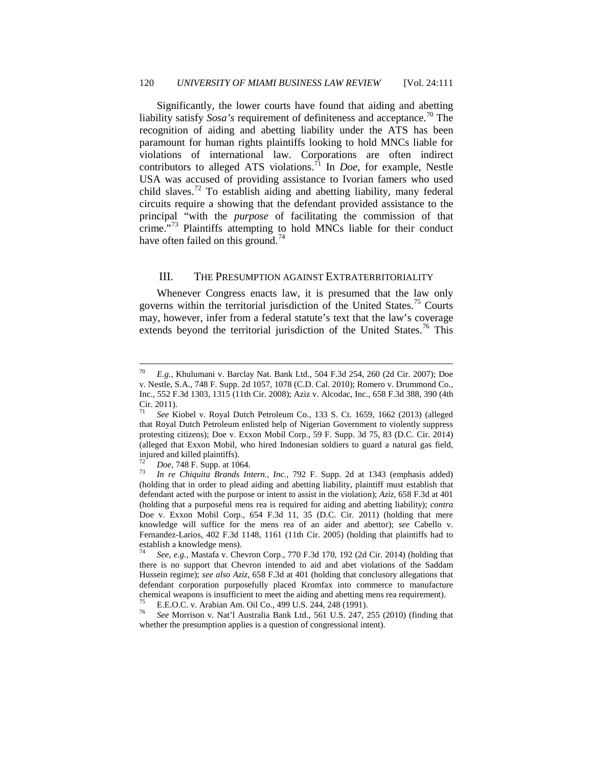Significantly, the lower courts have found that aiding and abetting liability satisfy *Sosa's* requirement of definiteness and acceptance.[70] The recognition of aiding and abetting liability under the ATS has been paramount for human rights plaintiffs looking to hold MNCs liable for violations of international law. Corporations are often indirect contributors to alleged ATS violations.[71] In *Doe*, for example, Nestle USA was accused of providing assistance to Ivorian famers who used child slaves.[72] To establish aiding and abetting liability, many federal circuits require a showing that the defendant provided assistance to the principal "with the *purpose* of facilitating the commission of that crime."[73] Plaintiffs attempting to hold MNCs liable for their conduct have often failed on this ground.[74]

## III. THE PRESUMPTION AGAINST EXTRATERRITORIALITY

Whenever Congress enacts law, it is presumed that the law only governs within the territorial jurisdiction of the United States.[75] Courts may, however, infer from a federal statute's text that the law's coverage extends beyond the territorial jurisdiction of the United States.[76] This

---

[70] *E.g.*, Khulumani v. Barclay Nat. Bank Ltd., 504 F.3d 254, 260 (2d Cir. 2007); Doe v. Nestle, S.A., 748 F. Supp. 2d 1057, 1078 (C.D. Cal. 2010); Romero v. Drummond Co., Inc., 552 F.3d 1303, 1315 (11th Cir. 2008); Aziz v. Alcodac, Inc., 658 F.3d 388, 390 (4th Cir. 2011).

[71] *See* Kiobel v. Royal Dutch Petroleum Co., 133 S. Ct. 1659, 1662 (2013) (alleged that Royal Dutch Petroleum enlisted help of Nigerian Government to violently suppress protesting citizens); Doe v. Exxon Mobil Corp., 59 F. Supp. 3d 75, 83 (D.C. Cir. 2014) (alleged that Exxon Mobil, who hired Indonesian soldiers to guard a natural gas field, injured and killed plaintiffs).

[72] *Doe*, 748 F. Supp. at 1064.

[73] *In re Chiquita Brands Intern., Inc.*, 792 F. Supp. 2d at 1343 (emphasis added) (holding that in order to plead aiding and abetting liability, plaintiff must establish that defendant acted with the purpose or intent to assist in the violation); *Aziz*, 658 F.3d at 401 (holding that a purposeful mens rea is required for aiding and abetting liability); *contra* Doe v. Exxon Mobil Corp., 654 F.3d 11, 35 (D.C. Cir. 2011) (holding that mere knowledge will suffice for the mens rea of an aider and abettor); *see* Cabello v. Fernandez-Larios, 402 F.3d 1148, 1161 (11th Cir. 2005) (holding that plaintiffs had to establish a knowledge mens).

[74] *See, e.g.*, Mastafa v. Chevron Corp., 770 F.3d 170, 192 (2d Cir. 2014) (holding that there is no support that Chevron intended to aid and abet violations of the Saddam Hussein regime); *see also Aziz*, 658 F.3d at 401 (holding that conclusory allegations that defendant corporation purposefully placed Kromfax into commerce to manufacture chemical weapons is insufficient to meet the aiding and abetting mens rea requirement).

[75] E.E.O.C. v. Arabian Am. Oil Co., 499 U.S. 244, 248 (1991).

[76] *See* Morrison v. Nat'l Australia Bank Ltd., 561 U.S. 247, 255 (2010) (finding that whether the presumption applies is a question of congressional intent).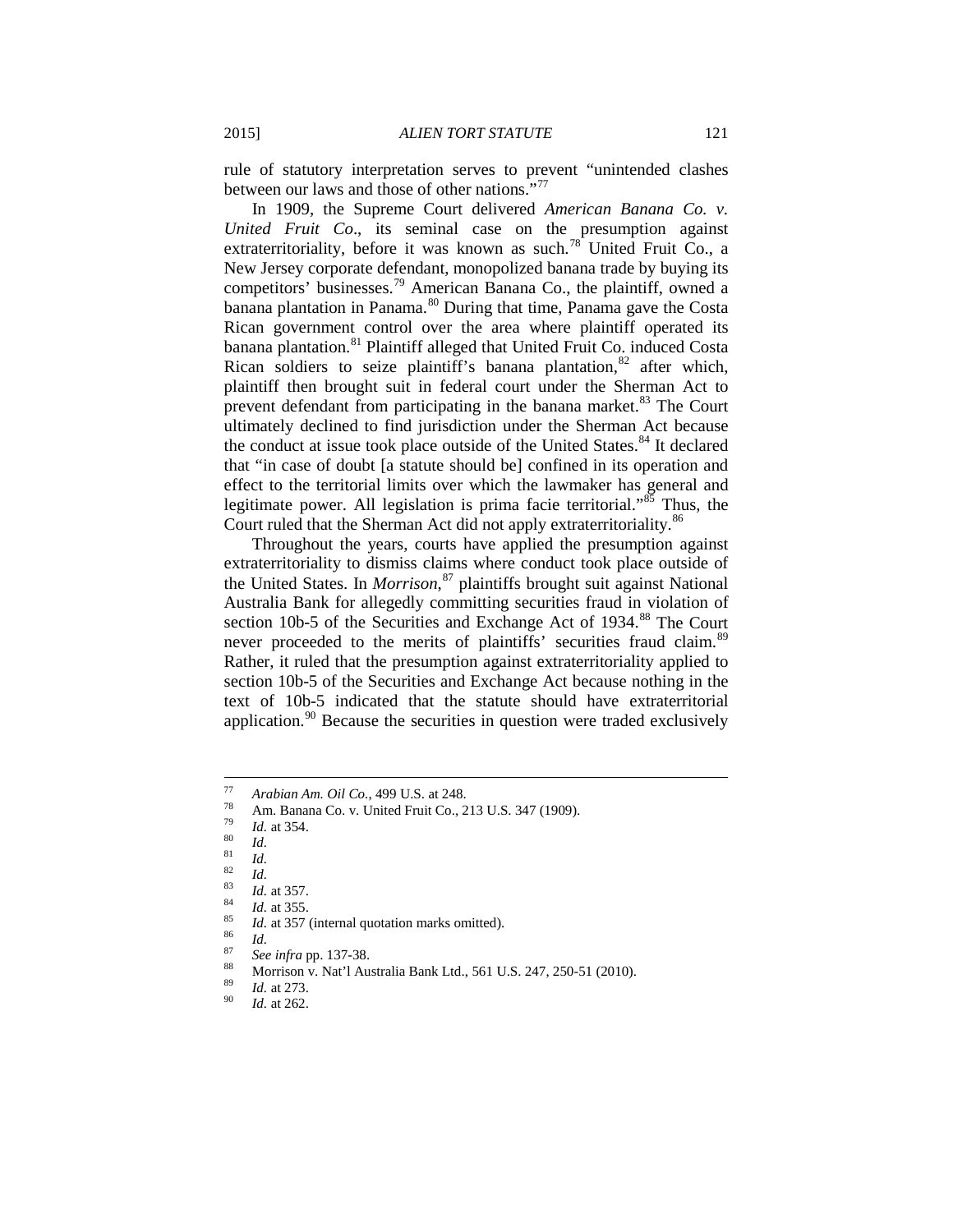rule of statutory interpretation serves to prevent "unintended clashes between our laws and those of other nations."[77]

In 1909, the Supreme Court delivered *American Banana Co. v. United Fruit Co*., its seminal case on the presumption against extraterritoriality, before it was known as such.[78] United Fruit Co., a New Jersey corporate defendant, monopolized banana trade by buying its competitors' businesses.[79] American Banana Co., the plaintiff, owned a banana plantation in Panama.[80] During that time, Panama gave the Costa Rican government control over the area where plaintiff operated its banana plantation.[81] Plaintiff alleged that United Fruit Co. induced Costa Rican soldiers to seize plaintiff's banana plantation,[82] after which, plaintiff then brought suit in federal court under the Sherman Act to prevent defendant from participating in the banana market.[83] The Court ultimately declined to find jurisdiction under the Sherman Act because the conduct at issue took place outside of the United States.[84] It declared that "in case of doubt [a statute should be] confined in its operation and effect to the territorial limits over which the lawmaker has general and legitimate power. All legislation is prima facie territorial."[85] Thus, the Court ruled that the Sherman Act did not apply extraterritoriality.[86]

Throughout the years, courts have applied the presumption against extraterritoriality to dismiss claims where conduct took place outside of the United States. In *Morrison*,[87] plaintiffs brought suit against National Australia Bank for allegedly committing securities fraud in violation of section 10b-5 of the Securities and Exchange Act of 1934.[88] The Court never proceeded to the merits of plaintiffs' securities fraud claim.[89] Rather, it ruled that the presumption against extraterritoriality applied to section 10b-5 of the Securities and Exchange Act because nothing in the text of 10b-5 indicated that the statute should have extraterritorial application.[90] Because the securities in question were traded exclusively

---

[77] *Arabian Am. Oil Co.*, 499 U.S. at 248.

[78] Am. Banana Co. v. United Fruit Co., 213 U.S. 347 (1909).

[79] *Id.* at 354.

[80] *Id.*

[81] *Id.*

[82] *Id.*

[83] *Id.* at 357.

[84] *Id.* at 355.

[85] *Id.* at 357 (internal quotation marks omitted).

[86] *Id.*

[87] *See infra* pp. 137-38.

[88] Morrison v. Nat'l Australia Bank Ltd., 561 U.S. 247, 250-51 (2010).

[89] *Id.* at 273.

[90] *Id.* at 262.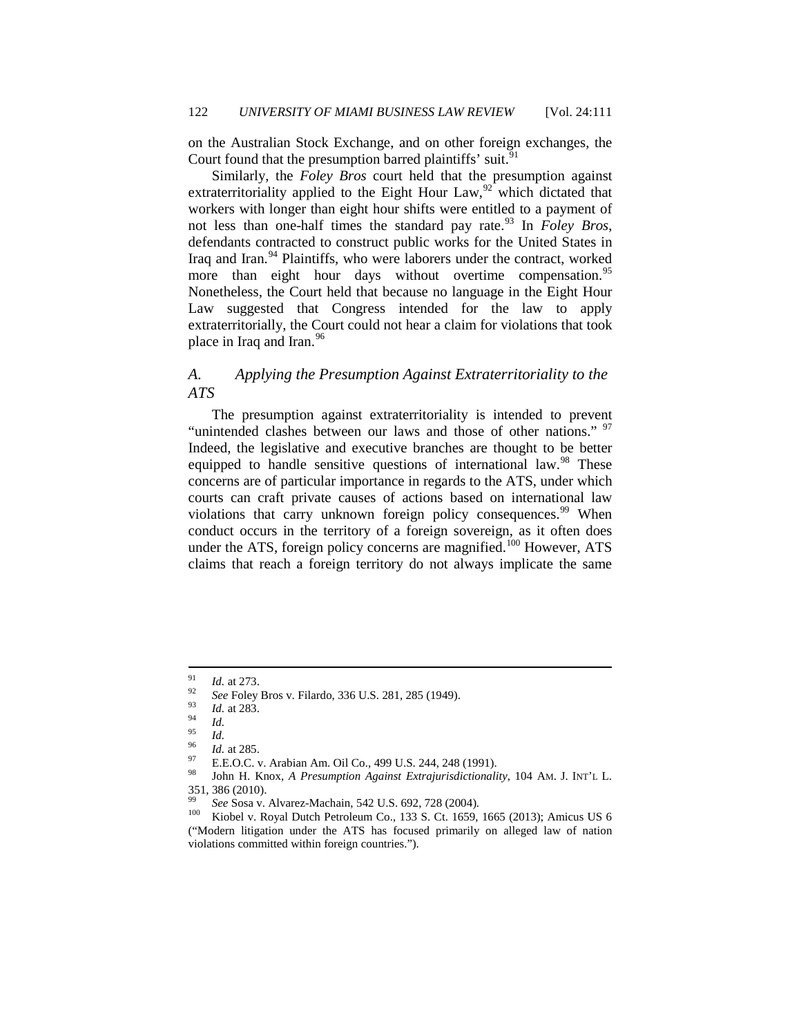on the Australian Stock Exchange, and on other foreign exchanges, the Court found that the presumption barred plaintiffs' suit.[91]

Similarly, the *Foley Bros* court held that the presumption against extraterritoriality applied to the Eight Hour Law,[92] which dictated that workers with longer than eight hour shifts were entitled to a payment of not less than one-half times the standard pay rate.[93] In *Foley Bros*, defendants contracted to construct public works for the United States in Iraq and Iran.[94] Plaintiffs, who were laborers under the contract, worked more than eight hour days without overtime compensation.[95] Nonetheless, the Court held that because no language in the Eight Hour Law suggested that Congress intended for the law to apply extraterritorially, the Court could not hear a claim for violations that took place in Iraq and Iran.[96]

### *A. Applying the Presumption Against Extraterritoriality to the ATS*

The presumption against extraterritoriality is intended to prevent "unintended clashes between our laws and those of other nations." [97] Indeed, the legislative and executive branches are thought to be better equipped to handle sensitive questions of international law.[98] These concerns are of particular importance in regards to the ATS, under which courts can craft private causes of actions based on international law violations that carry unknown foreign policy consequences.[99] When conduct occurs in the territory of a foreign sovereign, as it often does under the ATS, foreign policy concerns are magnified.[100] However, ATS claims that reach a foreign territory do not always implicate the same

---

[91] *Id.* at 273.

[92] *See* Foley Bros v. Filardo, 336 U.S. 281, 285 (1949).

[93] *Id.* at 283.

[94] *Id.*

[95] *Id.*

[96] *Id.* at 285.

[97] E.E.O.C. v. Arabian Am. Oil Co., 499 U.S. 244, 248 (1991).

[98] John H. Knox, *A Presumption Against Extrajurisdictionality*, 104 AM. J. INT'L L. 351, 386 (2010).

[99] *See* Sosa v. Alvarez-Machain, 542 U.S. 692, 728 (2004).

[100] Kiobel v. Royal Dutch Petroleum Co., 133 S. Ct. 1659, 1665 (2013); Amicus US 6 ("Modern litigation under the ATS has focused primarily on alleged law of nation violations committed within foreign countries.").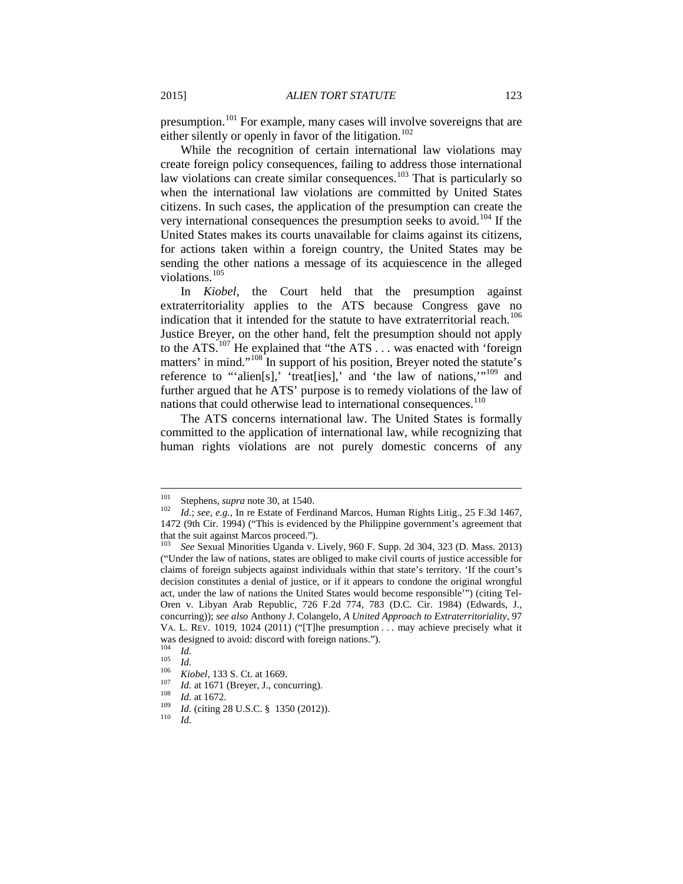presumption.[101] For example, many cases will involve sovereigns that are either silently or openly in favor of the litigation.[102]

While the recognition of certain international law violations may create foreign policy consequences, failing to address those international law violations can create similar consequences.[103] That is particularly so when the international law violations are committed by United States citizens. In such cases, the application of the presumption can create the very international consequences the presumption seeks to avoid.[104] If the United States makes its courts unavailable for claims against its citizens, for actions taken within a foreign country, the United States may be sending the other nations a message of its acquiescence in the alleged violations.[105]

In *Kiobel*, the Court held that the presumption against extraterritoriality applies to the ATS because Congress gave no indication that it intended for the statute to have extraterritorial reach.[106] Justice Breyer, on the other hand, felt the presumption should not apply to the ATS.[107] He explained that "the ATS . . . was enacted with 'foreign matters' in mind."[108] In support of his position, Breyer noted the statute's reference to "'alien[s],' 'treat[ies],' and 'the law of nations,'"[109] and further argued that he ATS' purpose is to remedy violations of the law of nations that could otherwise lead to international consequences.[110]

The ATS concerns international law. The United States is formally committed to the application of international law, while recognizing that human rights violations are not purely domestic concerns of any

---

[101] Stephens, *supra* note 30, at 1540.

[102] *Id.*; *see, e.g.*, In re Estate of Ferdinand Marcos, Human Rights Litig., 25 F.3d 1467, 1472 (9th Cir. 1994) ("This is evidenced by the Philippine government's agreement that that the suit against Marcos proceed.").

[103] *See* Sexual Minorities Uganda v. Lively, 960 F. Supp. 2d 304, 323 (D. Mass. 2013) ("Under the law of nations, states are obliged to make civil courts of justice accessible for claims of foreign subjects against individuals within that state's territory. 'If the court's decision constitutes a denial of justice, or if it appears to condone the original wrongful act, under the law of nations the United States would become responsible'") (citing Tel-Oren v. Libyan Arab Republic, 726 F.2d 774, 783 (D.C. Cir. 1984) (Edwards, J., concurring)); *see also* Anthony J. Colangelo, *A United Approach to Extraterritoriality*, 97 VA. L. REV. 1019, 1024 (2011) ("[T]he presumption . . . may achieve precisely what it was designed to avoid: discord with foreign nations.").

[104] *Id.*

[105] *Id.*

[106] *Kiobel*, 133 S. Ct. at 1669.

[107] *Id.* at 1671 (Breyer, J., concurring).

[108] *Id.* at 1672.

[109] *Id.* (citing 28 U.S.C. § 1350 (2012)).

[110] *Id.*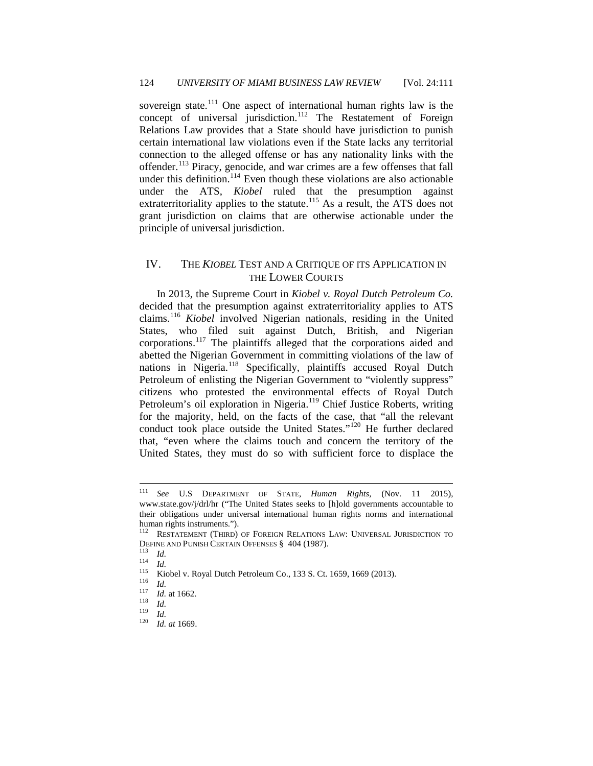sovereign state.[111] One aspect of international human rights law is the concept of universal jurisdiction.[112] The Restatement of Foreign Relations Law provides that a State should have jurisdiction to punish certain international law violations even if the State lacks any territorial connection to the alleged offense or has any nationality links with the offender.[113] Piracy, genocide, and war crimes are a few offenses that fall under this definition.[114] Even though these violations are also actionable under the ATS, *Kiobel* ruled that the presumption against extraterritoriality applies to the statute.[115] As a result, the ATS does not grant jurisdiction on claims that are otherwise actionable under the principle of universal jurisdiction.

## IV. THE *KIOBEL* TEST AND A CRITIQUE OF ITS APPLICATION IN THE LOWER COURTS

In 2013, the Supreme Court in *Kiobel v. Royal Dutch Petroleum Co.* decided that the presumption against extraterritoriality applies to ATS claims.[116] *Kiobel* involved Nigerian nationals, residing in the United States, who filed suit against Dutch, British, and Nigerian corporations.[117] The plaintiffs alleged that the corporations aided and abetted the Nigerian Government in committing violations of the law of nations in Nigeria.[118] Specifically, plaintiffs accused Royal Dutch Petroleum of enlisting the Nigerian Government to "violently suppress" citizens who protested the environmental effects of Royal Dutch Petroleum's oil exploration in Nigeria.[119] Chief Justice Roberts, writing for the majority, held, on the facts of the case, that "all the relevant conduct took place outside the United States."[120] He further declared that, "even where the claims touch and concern the territory of the United States, they must do so with sufficient force to displace the

---

[111] *See* U.S DEPARTMENT OF STATE, *Human Rights*, (Nov. 11 2015), www.state.gov/j/drl/hr ("The United States seeks to [h]old governments accountable to their obligations under universal international human rights norms and international human rights instruments.").

[112] RESTATEMENT (THIRD) OF FOREIGN RELATIONS LAW: UNIVERSAL JURISDICTION TO DEFINE AND PUNISH CERTAIN OFFENSES § 404 (1987).

[113] *Id.*

[114] *Id.*

[115] Kiobel v. Royal Dutch Petroleum Co., 133 S. Ct. 1659, 1669 (2013).

[116] *Id.*

[117] *Id.* at 1662.

[118] *Id.*

[119] *Id.*

[120] *Id. at* 1669.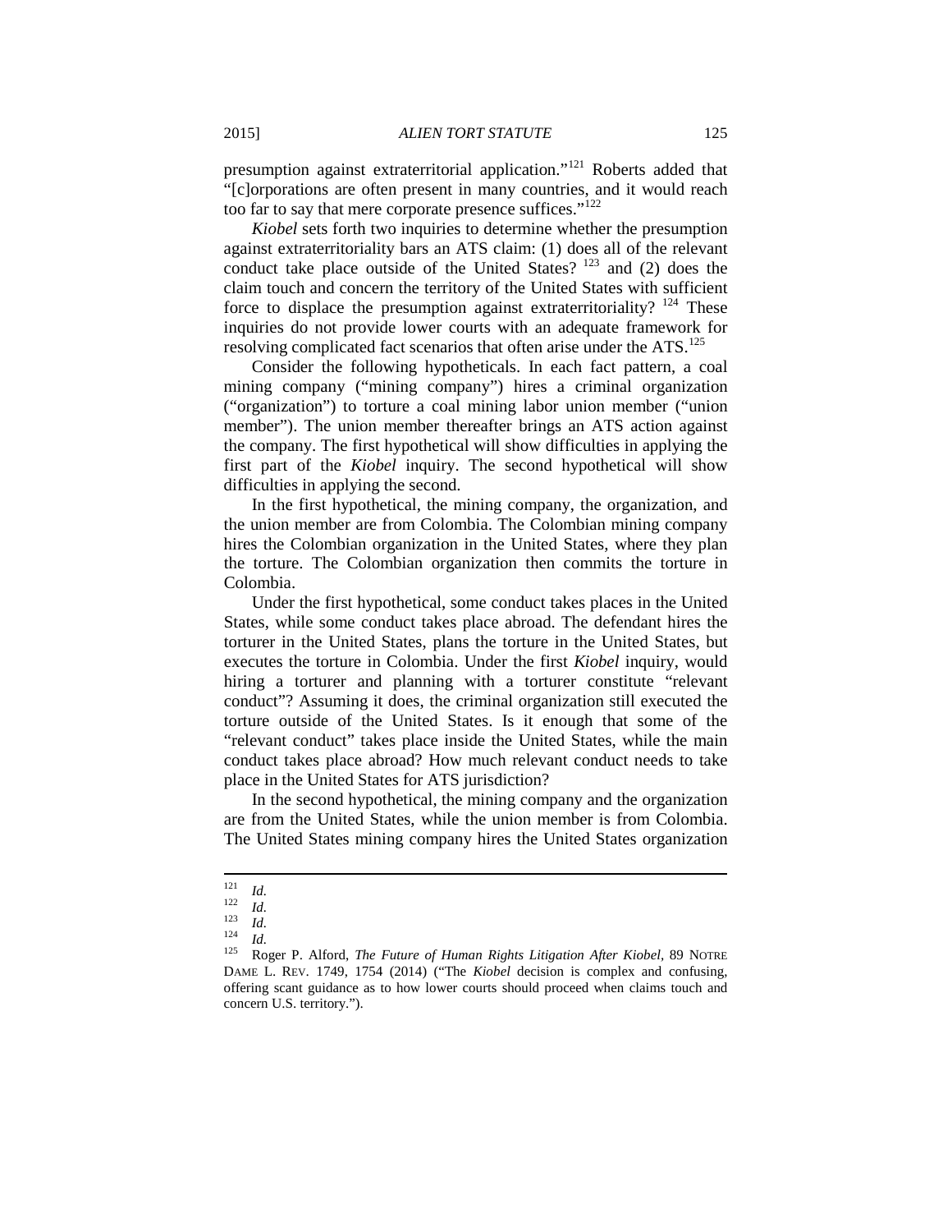presumption against extraterritorial application."[121] Roberts added that "[c]orporations are often present in many countries, and it would reach too far to say that mere corporate presence suffices."[122]

*Kiobel* sets forth two inquiries to determine whether the presumption against extraterritoriality bars an ATS claim: (1) does all of the relevant conduct take place outside of the United States? [123] and (2) does the claim touch and concern the territory of the United States with sufficient force to displace the presumption against extraterritoriality? [124] These inquiries do not provide lower courts with an adequate framework for resolving complicated fact scenarios that often arise under the ATS.[125]

Consider the following hypotheticals. In each fact pattern, a coal mining company ("mining company") hires a criminal organization ("organization") to torture a coal mining labor union member ("union member"). The union member thereafter brings an ATS action against the company. The first hypothetical will show difficulties in applying the first part of the *Kiobel* inquiry. The second hypothetical will show difficulties in applying the second.

In the first hypothetical, the mining company, the organization, and the union member are from Colombia. The Colombian mining company hires the Colombian organization in the United States, where they plan the torture. The Colombian organization then commits the torture in Colombia.

Under the first hypothetical, some conduct takes places in the United States, while some conduct takes place abroad. The defendant hires the torturer in the United States, plans the torture in the United States, but executes the torture in Colombia. Under the first *Kiobel* inquiry, would hiring a torturer and planning with a torturer constitute "relevant conduct"? Assuming it does, the criminal organization still executed the torture outside of the United States. Is it enough that some of the "relevant conduct" takes place inside the United States, while the main conduct takes place abroad? How much relevant conduct needs to take place in the United States for ATS jurisdiction?

In the second hypothetical, the mining company and the organization are from the United States, while the union member is from Colombia. The United States mining company hires the United States organization

---

[121] *Id.*

[122] *Id.*

[123] *Id.*

[124] *Id.*

[125] Roger P. Alford, *The Future of Human Rights Litigation After Kiobel*, 89 NOTRE DAME L. REV. 1749, 1754 (2014) ("The *Kiobel* decision is complex and confusing, offering scant guidance as to how lower courts should proceed when claims touch and concern U.S. territory.").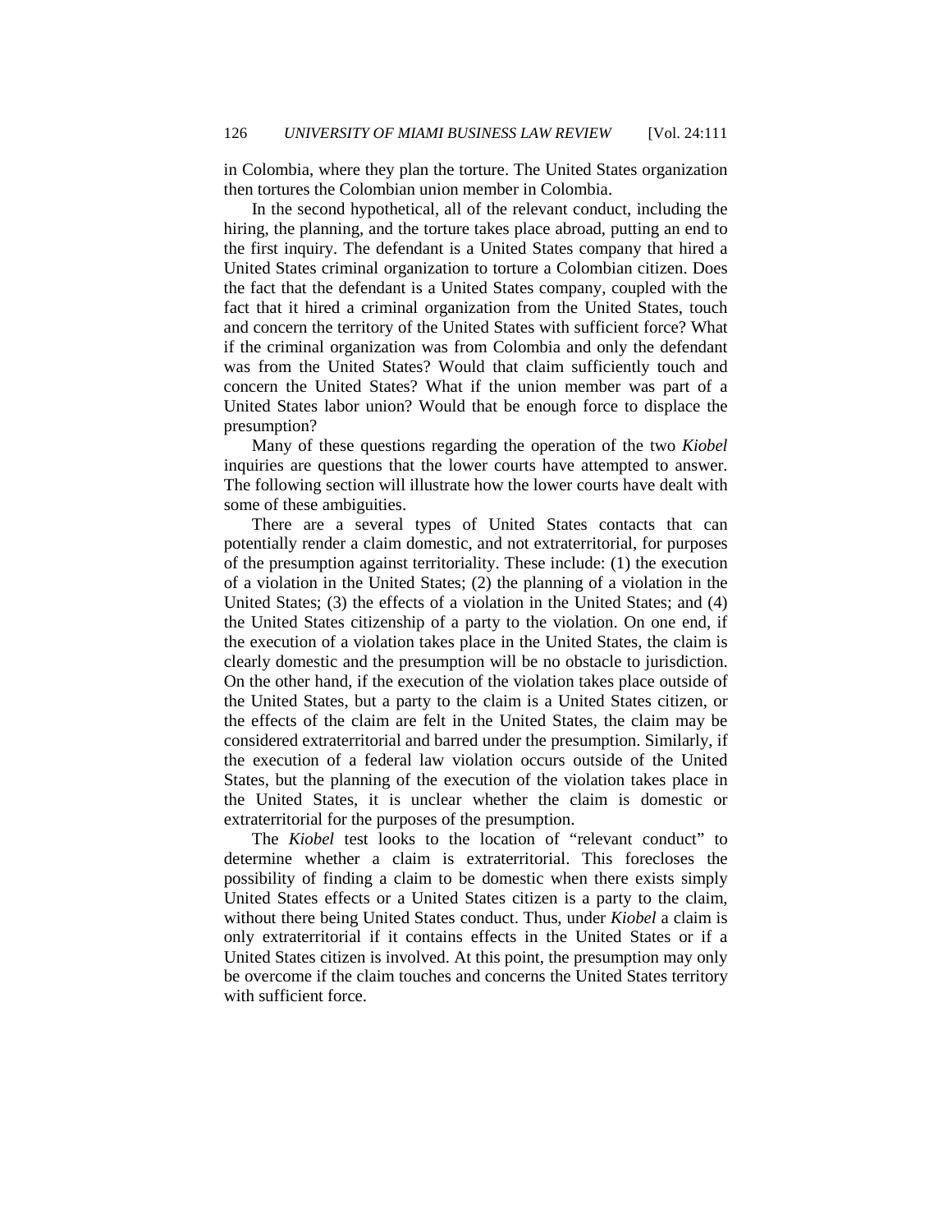in Colombia, where they plan the torture. The United States organization then tortures the Colombian union member in Colombia.

In the second hypothetical, all of the relevant conduct, including the hiring, the planning, and the torture takes place abroad, putting an end to the first inquiry. The defendant is a United States company that hired a United States criminal organization to torture a Colombian citizen. Does the fact that the defendant is a United States company, coupled with the fact that it hired a criminal organization from the United States, touch and concern the territory of the United States with sufficient force? What if the criminal organization was from Colombia and only the defendant was from the United States? Would that claim sufficiently touch and concern the United States? What if the union member was part of a United States labor union? Would that be enough force to displace the presumption?

Many of these questions regarding the operation of the two *Kiobel* inquiries are questions that the lower courts have attempted to answer. The following section will illustrate how the lower courts have dealt with some of these ambiguities.

There are a several types of United States contacts that can potentially render a claim domestic, and not extraterritorial, for purposes of the presumption against territoriality. These include: (1) the execution of a violation in the United States; (2) the planning of a violation in the United States; (3) the effects of a violation in the United States; and (4) the United States citizenship of a party to the violation. On one end, if the execution of a violation takes place in the United States, the claim is clearly domestic and the presumption will be no obstacle to jurisdiction. On the other hand, if the execution of the violation takes place outside of the United States, but a party to the claim is a United States citizen, or the effects of the claim are felt in the United States, the claim may be considered extraterritorial and barred under the presumption. Similarly, if the execution of a federal law violation occurs outside of the United States, but the planning of the execution of the violation takes place in the United States, it is unclear whether the claim is domestic or extraterritorial for the purposes of the presumption.

The *Kiobel* test looks to the location of "relevant conduct" to determine whether a claim is extraterritorial. This forecloses the possibility of finding a claim to be domestic when there exists simply United States effects or a United States citizen is a party to the claim, without there being United States conduct. Thus, under *Kiobel* a claim is only extraterritorial if it contains effects in the United States or if a United States citizen is involved. At this point, the presumption may only be overcome if the claim touches and concerns the United States territory with sufficient force.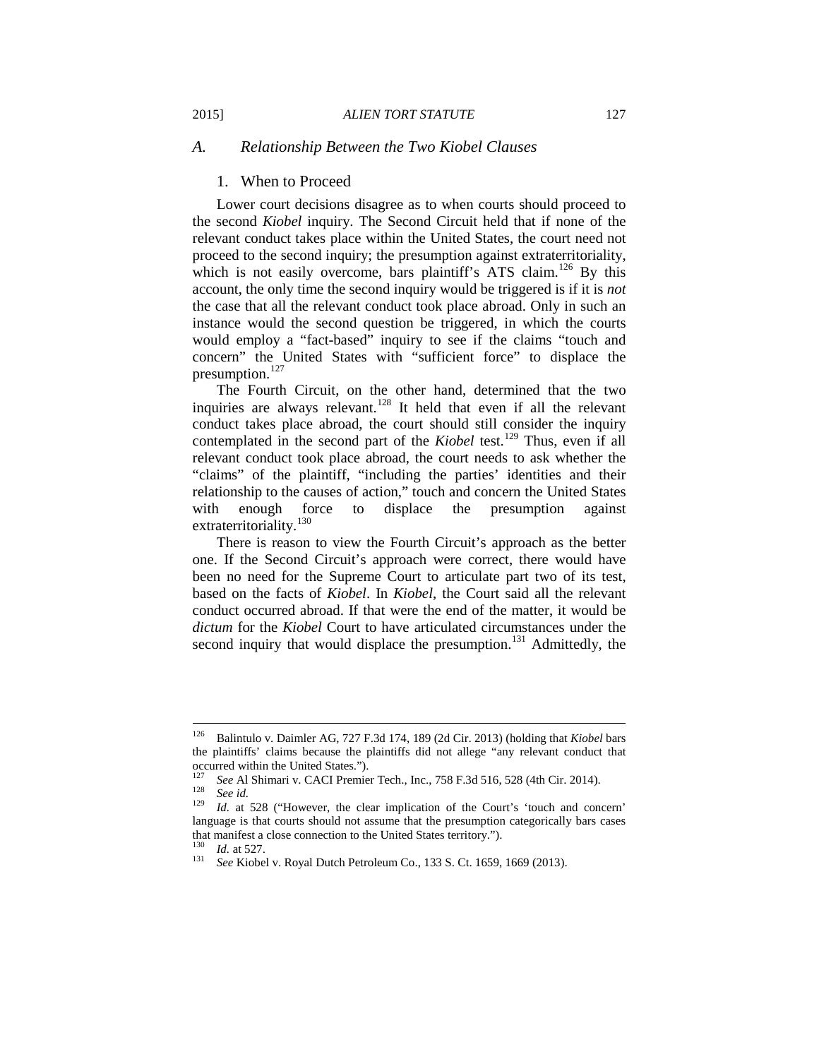### *A. Relationship Between the Two Kiobel Clauses*

#### 1. When to Proceed

Lower court decisions disagree as to when courts should proceed to the second *Kiobel* inquiry. The Second Circuit held that if none of the relevant conduct takes place within the United States, the court need not proceed to the second inquiry; the presumption against extraterritoriality, which is not easily overcome, bars plaintiff's ATS claim.[126] By this account, the only time the second inquiry would be triggered is if it is *not* the case that all the relevant conduct took place abroad. Only in such an instance would the second question be triggered, in which the courts would employ a "fact-based" inquiry to see if the claims "touch and concern" the United States with "sufficient force" to displace the presumption.[127]

The Fourth Circuit, on the other hand, determined that the two inquiries are always relevant.[128] It held that even if all the relevant conduct takes place abroad, the court should still consider the inquiry contemplated in the second part of the *Kiobel* test.[129] Thus, even if all relevant conduct took place abroad, the court needs to ask whether the "claims" of the plaintiff, "including the parties' identities and their relationship to the causes of action," touch and concern the United States with enough force to displace the presumption against extraterritoriality.[130]

There is reason to view the Fourth Circuit's approach as the better one. If the Second Circuit's approach were correct, there would have been no need for the Supreme Court to articulate part two of its test, based on the facts of *Kiobel*. In *Kiobel*, the Court said all the relevant conduct occurred abroad. If that were the end of the matter, it would be *dictum* for the *Kiobel* Court to have articulated circumstances under the second inquiry that would displace the presumption.[131] Admittedly, the

---

[126] Balintulo v. Daimler AG, 727 F.3d 174, 189 (2d Cir. 2013) (holding that *Kiobel* bars the plaintiffs' claims because the plaintiffs did not allege "any relevant conduct that occurred within the United States.").

[127] *See* Al Shimari v. CACI Premier Tech., Inc., 758 F.3d 516, 528 (4th Cir. 2014).

[128] *See id.*

[129] *Id.* at 528 ("However, the clear implication of the Court's 'touch and concern' language is that courts should not assume that the presumption categorically bars cases that manifest a close connection to the United States territory.").

[130] *Id.* at 527.

[131] *See* Kiobel v. Royal Dutch Petroleum Co., 133 S. Ct. 1659, 1669 (2013).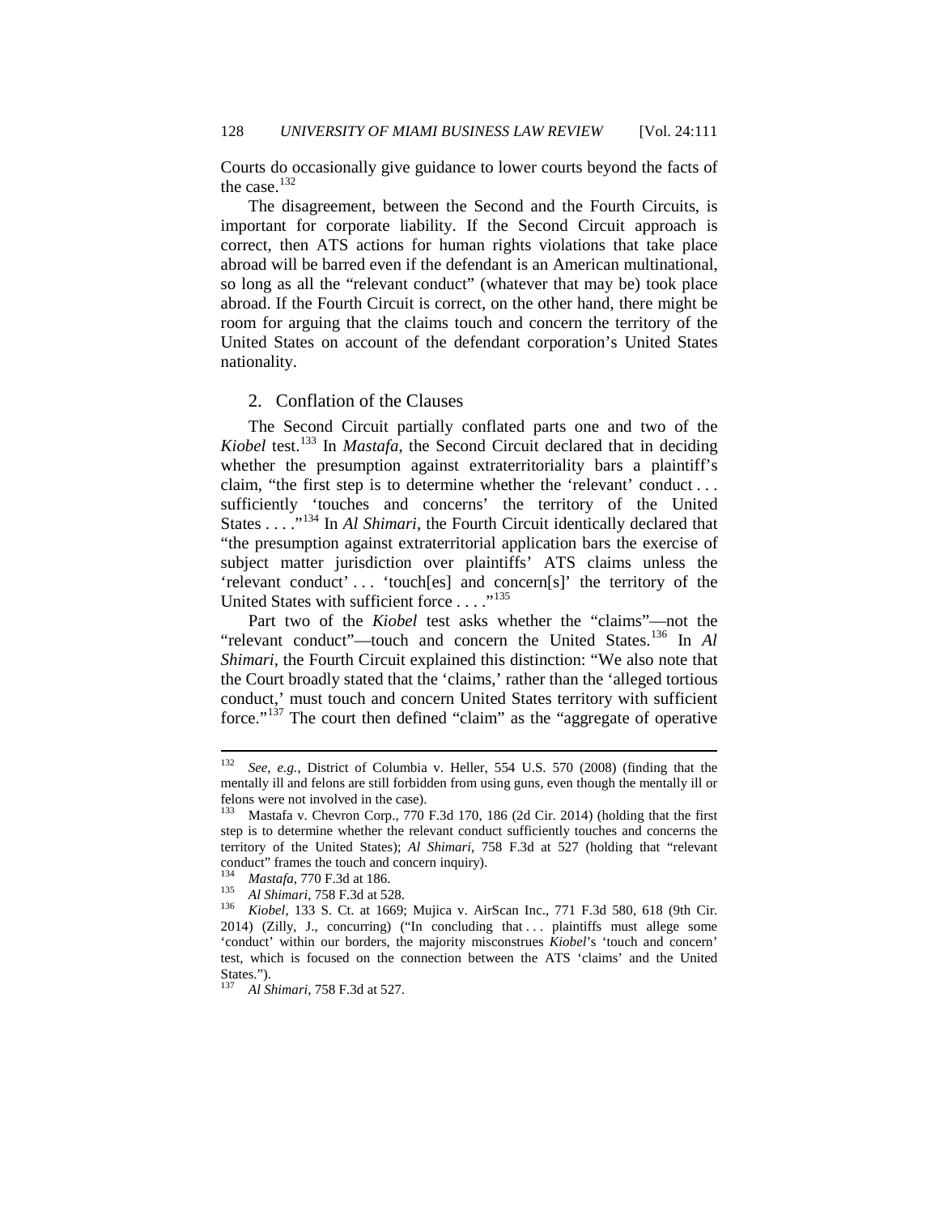Courts do occasionally give guidance to lower courts beyond the facts of the case.[132]

The disagreement, between the Second and the Fourth Circuits, is important for corporate liability. If the Second Circuit approach is correct, then ATS actions for human rights violations that take place abroad will be barred even if the defendant is an American multinational, so long as all the "relevant conduct" (whatever that may be) took place abroad. If the Fourth Circuit is correct, on the other hand, there might be room for arguing that the claims touch and concern the territory of the United States on account of the defendant corporation's United States nationality.

### 2. Conflation of the Clauses

The Second Circuit partially conflated parts one and two of the *Kiobel* test.[133] In *Mastafa*, the Second Circuit declared that in deciding whether the presumption against extraterritoriality bars a plaintiff's claim, "the first step is to determine whether the 'relevant' conduct . . . sufficiently 'touches and concerns' the territory of the United States . . . ."[134] In *Al Shimari*, the Fourth Circuit identically declared that "the presumption against extraterritorial application bars the exercise of subject matter jurisdiction over plaintiffs' ATS claims unless the 'relevant conduct' . . . 'touch[es] and concern[s]' the territory of the United States with sufficient force . . . ."[135]

Part two of the *Kiobel* test asks whether the "claims"—not the "relevant conduct"—touch and concern the United States.[136] In *Al Shimari*, the Fourth Circuit explained this distinction: "We also note that the Court broadly stated that the 'claims,' rather than the 'alleged tortious conduct,' must touch and concern United States territory with sufficient force."[137] The court then defined "claim" as the "aggregate of operative

---

[132] *See, e.g.*, District of Columbia v. Heller, 554 U.S. 570 (2008) (finding that the mentally ill and felons are still forbidden from using guns, even though the mentally ill or felons were not involved in the case).

[133] Mastafa v. Chevron Corp., 770 F.3d 170, 186 (2d Cir. 2014) (holding that the first step is to determine whether the relevant conduct sufficiently touches and concerns the territory of the United States); *Al Shimari*, 758 F.3d at 527 (holding that "relevant conduct" frames the touch and concern inquiry).

[134] *Mastafa*, 770 F.3d at 186.

[135] *Al Shimari*, 758 F.3d at 528.

[136] *Kiobel*, 133 S. Ct. at 1669; Mujica v. AirScan Inc., 771 F.3d 580, 618 (9th Cir. 2014) (Zilly, J., concurring) ("In concluding that . . . plaintiffs must allege some 'conduct' within our borders, the majority misconstrues *Kiobel*'s 'touch and concern' test, which is focused on the connection between the ATS 'claims' and the United States.").

[137] *Al Shimari*, 758 F.3d at 527.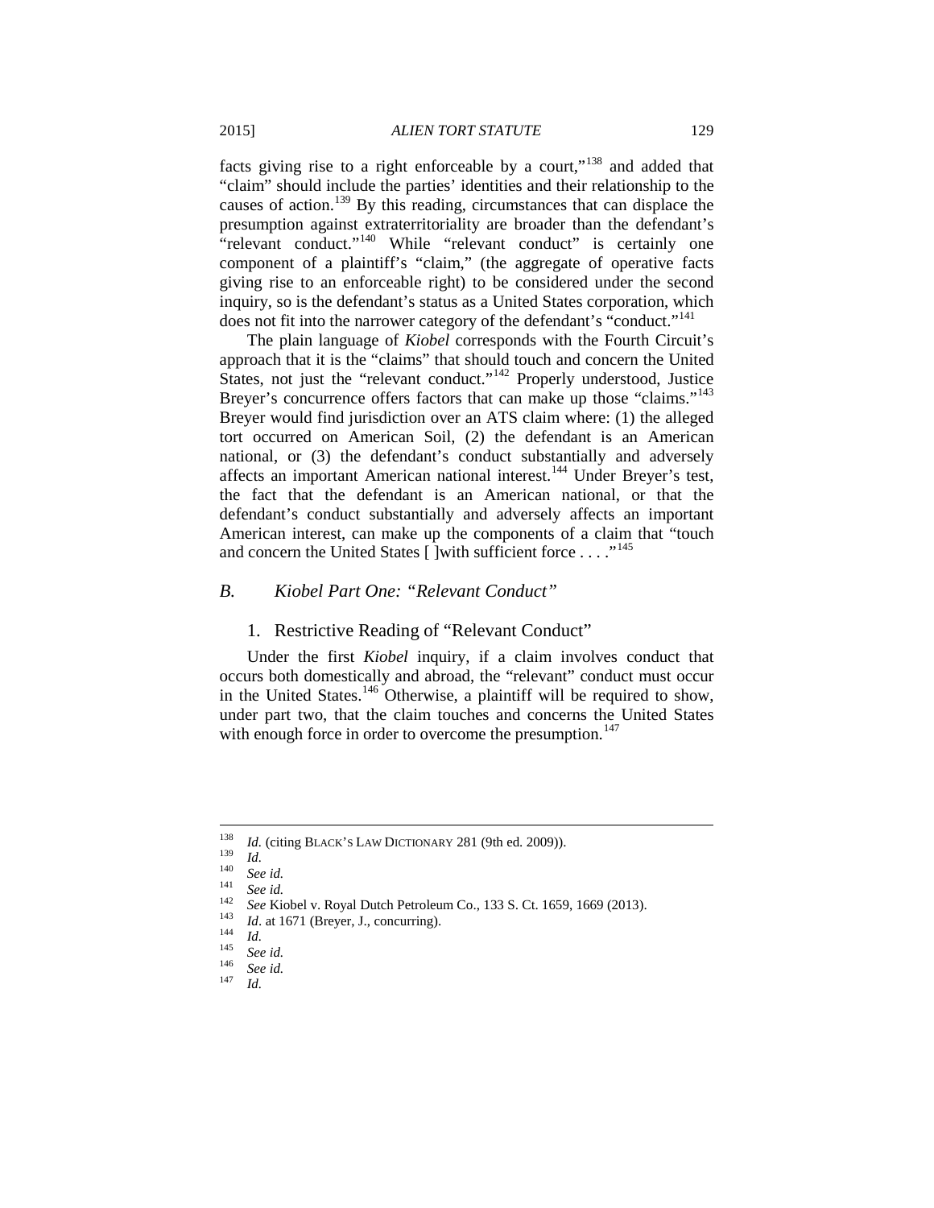facts giving rise to a right enforceable by a court,"[138] and added that "claim" should include the parties' identities and their relationship to the causes of action.[139] By this reading, circumstances that can displace the presumption against extraterritoriality are broader than the defendant's "relevant conduct."[140] While "relevant conduct" is certainly one component of a plaintiff's "claim," (the aggregate of operative facts giving rise to an enforceable right) to be considered under the second inquiry, so is the defendant's status as a United States corporation, which does not fit into the narrower category of the defendant's "conduct."[141]

The plain language of *Kiobel* corresponds with the Fourth Circuit's approach that it is the "claims" that should touch and concern the United States, not just the "relevant conduct."[142] Properly understood, Justice Breyer's concurrence offers factors that can make up those "claims."[143] Breyer would find jurisdiction over an ATS claim where: (1) the alleged tort occurred on American Soil, (2) the defendant is an American national, or (3) the defendant's conduct substantially and adversely affects an important American national interest.[144] Under Breyer's test, the fact that the defendant is an American national, or that the defendant's conduct substantially and adversely affects an important American interest, can make up the components of a claim that "touch and concern the United States [ ]with sufficient force . . . ."[145]

### *B. Kiobel Part One: "Relevant Conduct"*

#### 1. Restrictive Reading of "Relevant Conduct"

Under the first *Kiobel* inquiry, if a claim involves conduct that occurs both domestically and abroad, the "relevant" conduct must occur in the United States.[146] Otherwise, a plaintiff will be required to show, under part two, that the claim touches and concerns the United States with enough force in order to overcome the presumption.[147]

---

[138] *Id.* (citing BLACK'S LAW DICTIONARY 281 (9th ed. 2009)).

[139] *Id.*

[140] *See id.*

[141] *See id.*

[142] *See* Kiobel v. Royal Dutch Petroleum Co., 133 S. Ct. 1659, 1669 (2013).

[143] *Id.* at 1671 (Breyer, J., concurring).

[144] *Id.*

[145] *See id.*

[146] *See id.*

[147] *Id.*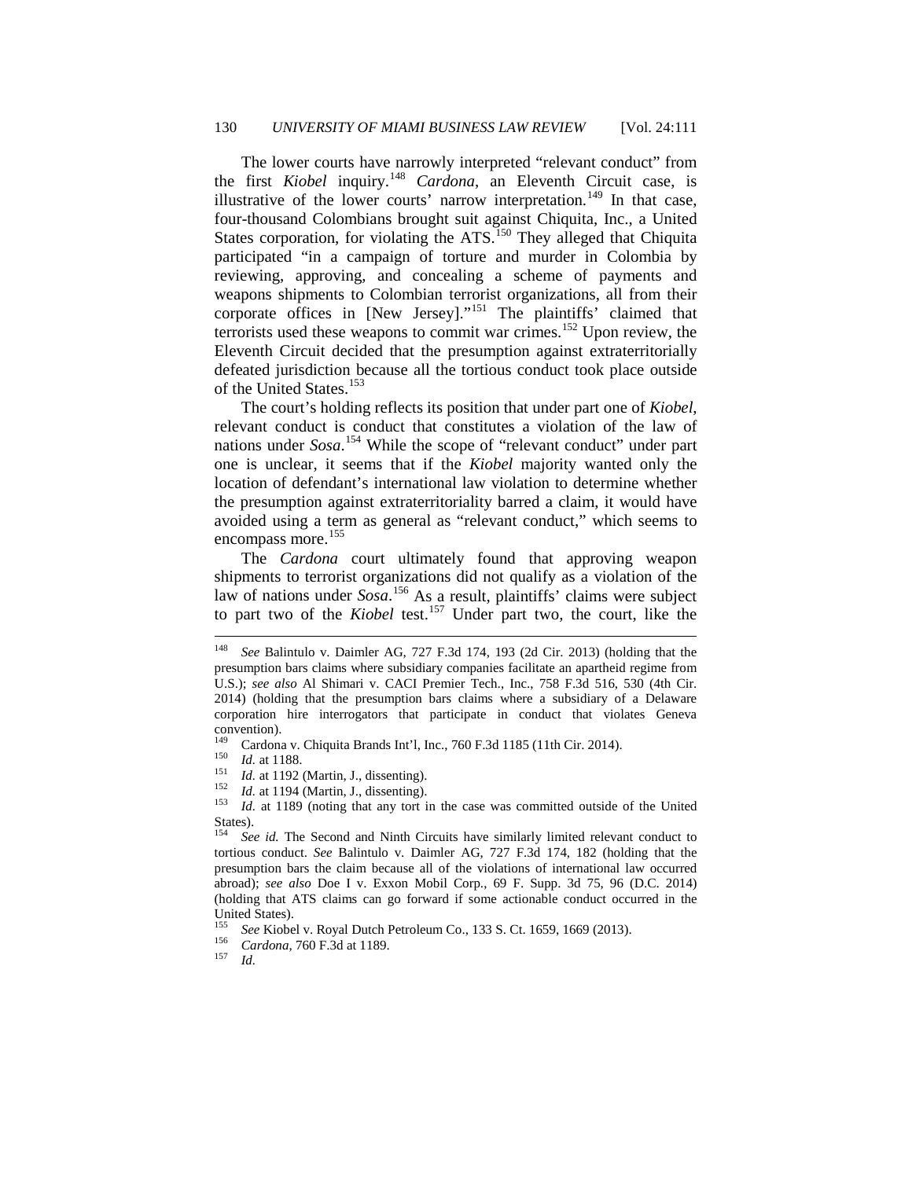The lower courts have narrowly interpreted "relevant conduct" from the first *Kiobel* inquiry.[148] *Cardona*, an Eleventh Circuit case, is illustrative of the lower courts' narrow interpretation.[149] In that case, four-thousand Colombians brought suit against Chiquita, Inc., a United States corporation, for violating the ATS.[150] They alleged that Chiquita participated "in a campaign of torture and murder in Colombia by reviewing, approving, and concealing a scheme of payments and weapons shipments to Colombian terrorist organizations, all from their corporate offices in [New Jersey]."[151] The plaintiffs' claimed that terrorists used these weapons to commit war crimes.[152] Upon review, the Eleventh Circuit decided that the presumption against extraterritorially defeated jurisdiction because all the tortious conduct took place outside of the United States.[153]

The court's holding reflects its position that under part one of *Kiobel*, relevant conduct is conduct that constitutes a violation of the law of nations under *Sosa*.[154] While the scope of "relevant conduct" under part one is unclear, it seems that if the *Kiobel* majority wanted only the location of defendant's international law violation to determine whether the presumption against extraterritoriality barred a claim, it would have avoided using a term as general as "relevant conduct," which seems to encompass more.[155]

The *Cardona* court ultimately found that approving weapon shipments to terrorist organizations did not qualify as a violation of the law of nations under *Sosa*.[156] As a result, plaintiffs' claims were subject to part two of the *Kiobel* test.[157] Under part two, the court, like the

---

[148] *See* Balintulo v. Daimler AG, 727 F.3d 174, 193 (2d Cir. 2013) (holding that the presumption bars claims where subsidiary companies facilitate an apartheid regime from U.S.); *see also* Al Shimari v. CACI Premier Tech., Inc., 758 F.3d 516, 530 (4th Cir. 2014) (holding that the presumption bars claims where a subsidiary of a Delaware corporation hire interrogators that participate in conduct that violates Geneva convention).

[149] Cardona v. Chiquita Brands Int'l, Inc., 760 F.3d 1185 (11th Cir. 2014).

[150] *Id.* at 1188.

[151] *Id.* at 1192 (Martin, J., dissenting).

[152] *Id.* at 1194 (Martin, J., dissenting).

[153] *Id.* at 1189 (noting that any tort in the case was committed outside of the United States).

[154] *See id.* The Second and Ninth Circuits have similarly limited relevant conduct to tortious conduct. *See* Balintulo v. Daimler AG, 727 F.3d 174, 182 (holding that the presumption bars the claim because all of the violations of international law occurred abroad); *see also* Doe I v. Exxon Mobil Corp., 69 F. Supp. 3d 75, 96 (D.C. 2014) (holding that ATS claims can go forward if some actionable conduct occurred in the United States).

[155] *See* Kiobel v. Royal Dutch Petroleum Co., 133 S. Ct. 1659, 1669 (2013).

[156] *Cardona*, 760 F.3d at 1189.

[157] *Id.*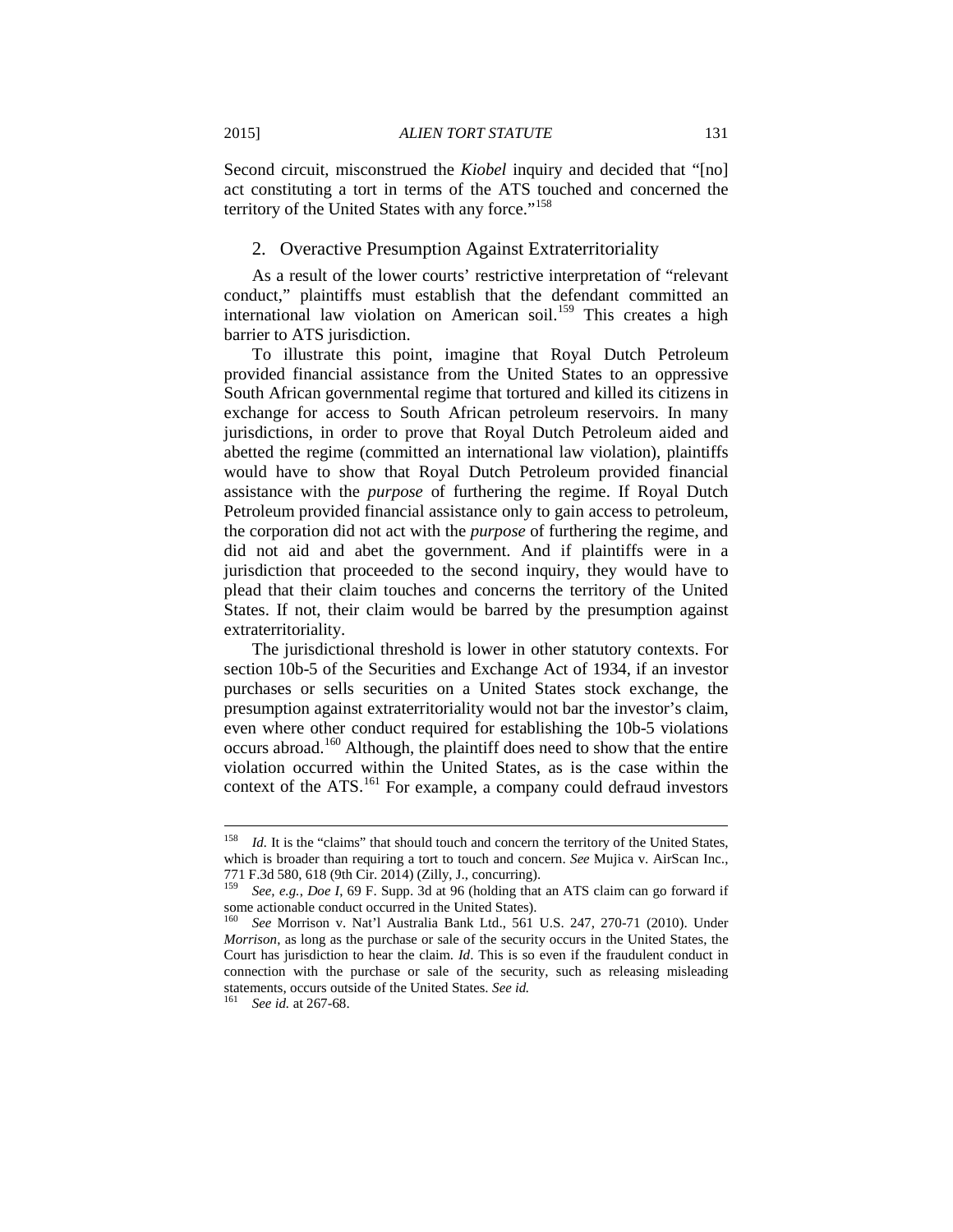Second circuit, misconstrued the *Kiobel* inquiry and decided that "[no] act constituting a tort in terms of the ATS touched and concerned the territory of the United States with any force."[158]

### 2. Overactive Presumption Against Extraterritoriality

As a result of the lower courts' restrictive interpretation of "relevant conduct," plaintiffs must establish that the defendant committed an international law violation on American soil.[159] This creates a high barrier to ATS jurisdiction.

To illustrate this point, imagine that Royal Dutch Petroleum provided financial assistance from the United States to an oppressive South African governmental regime that tortured and killed its citizens in exchange for access to South African petroleum reservoirs. In many jurisdictions, in order to prove that Royal Dutch Petroleum aided and abetted the regime (committed an international law violation), plaintiffs would have to show that Royal Dutch Petroleum provided financial assistance with the *purpose* of furthering the regime. If Royal Dutch Petroleum provided financial assistance only to gain access to petroleum, the corporation did not act with the *purpose* of furthering the regime, and did not aid and abet the government. And if plaintiffs were in a jurisdiction that proceeded to the second inquiry, they would have to plead that their claim touches and concerns the territory of the United States. If not, their claim would be barred by the presumption against extraterritoriality.

The jurisdictional threshold is lower in other statutory contexts. For section 10b-5 of the Securities and Exchange Act of 1934, if an investor purchases or sells securities on a United States stock exchange, the presumption against extraterritoriality would not bar the investor's claim, even where other conduct required for establishing the 10b-5 violations occurs abroad.[160] Although, the plaintiff does need to show that the entire violation occurred within the United States, as is the case within the context of the ATS.[161] For example, a company could defraud investors

---

[158] *Id.* It is the "claims" that should touch and concern the territory of the United States, which is broader than requiring a tort to touch and concern. *See* Mujica v. AirScan Inc., 771 F.3d 580, 618 (9th Cir. 2014) (Zilly, J., concurring).

[159] *See, e.g.*, *Doe I*, 69 F. Supp. 3d at 96 (holding that an ATS claim can go forward if some actionable conduct occurred in the United States).

[160] *See* Morrison v. Nat'l Australia Bank Ltd., 561 U.S. 247, 270-71 (2010). Under *Morrison*, as long as the purchase or sale of the security occurs in the United States, the Court has jurisdiction to hear the claim. *Id*. This is so even if the fraudulent conduct in connection with the purchase or sale of the security, such as releasing misleading statements, occurs outside of the United States. *See id.*

[161] *See id.* at 267-68.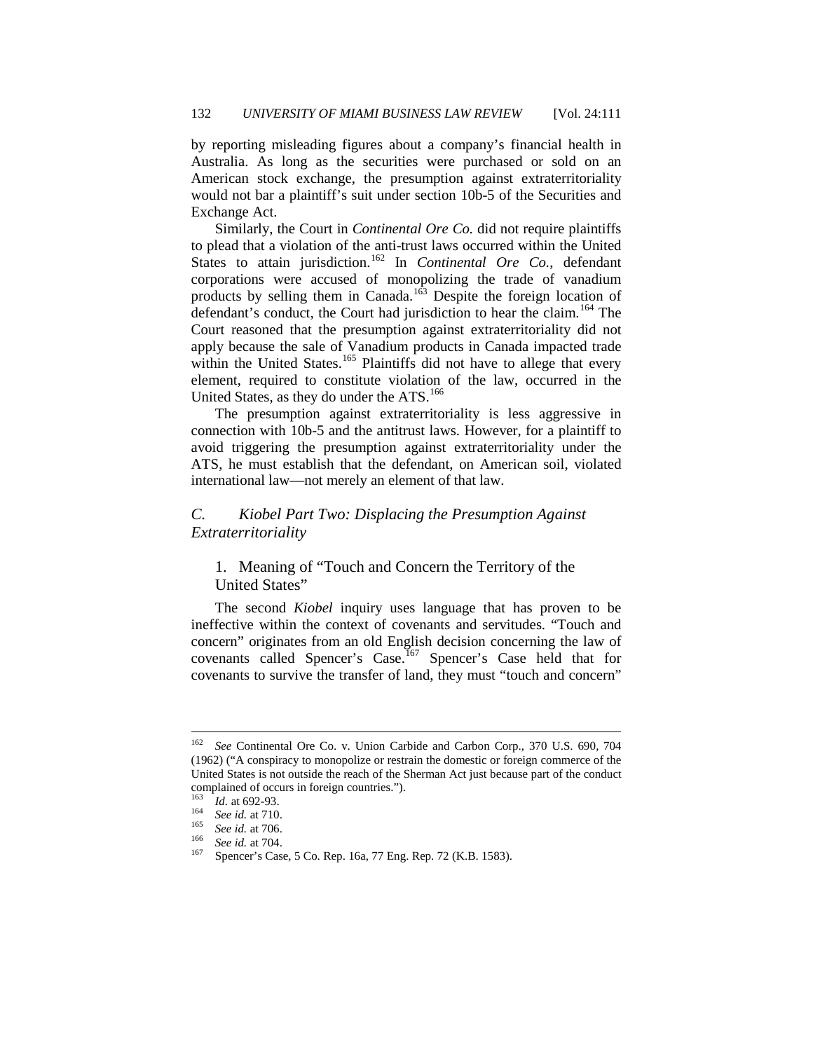by reporting misleading figures about a company's financial health in Australia. As long as the securities were purchased or sold on an American stock exchange, the presumption against extraterritoriality would not bar a plaintiff's suit under section 10b-5 of the Securities and Exchange Act.

Similarly, the Court in *Continental Ore Co.* did not require plaintiffs to plead that a violation of the anti-trust laws occurred within the United States to attain jurisdiction.[162] In *Continental Ore Co.*, defendant corporations were accused of monopolizing the trade of vanadium products by selling them in Canada.[163] Despite the foreign location of defendant's conduct, the Court had jurisdiction to hear the claim.[164] The Court reasoned that the presumption against extraterritoriality did not apply because the sale of Vanadium products in Canada impacted trade within the United States.[165] Plaintiffs did not have to allege that every element, required to constitute violation of the law, occurred in the United States, as they do under the ATS.[166]

The presumption against extraterritoriality is less aggressive in connection with 10b-5 and the antitrust laws. However, for a plaintiff to avoid triggering the presumption against extraterritoriality under the ATS, he must establish that the defendant, on American soil, violated international law—not merely an element of that law.

### *C. Kiobel Part Two: Displacing the Presumption Against Extraterritoriality*

#### 1. Meaning of "Touch and Concern the Territory of the United States"

The second *Kiobel* inquiry uses language that has proven to be ineffective within the context of covenants and servitudes. "Touch and concern" originates from an old English decision concerning the law of covenants called Spencer's Case.[167] Spencer's Case held that for covenants to survive the transfer of land, they must "touch and concern"

---

[162] *See* Continental Ore Co. v. Union Carbide and Carbon Corp., 370 U.S. 690, 704 (1962) ("A conspiracy to monopolize or restrain the domestic or foreign commerce of the United States is not outside the reach of the Sherman Act just because part of the conduct complained of occurs in foreign countries.").

[163] *Id.* at 692-93.

[164] *See id.* at 710.

[165] *See id.* at 706.

[166] *See id.* at 704.

[167] Spencer's Case, 5 Co. Rep. 16a, 77 Eng. Rep. 72 (K.B. 1583).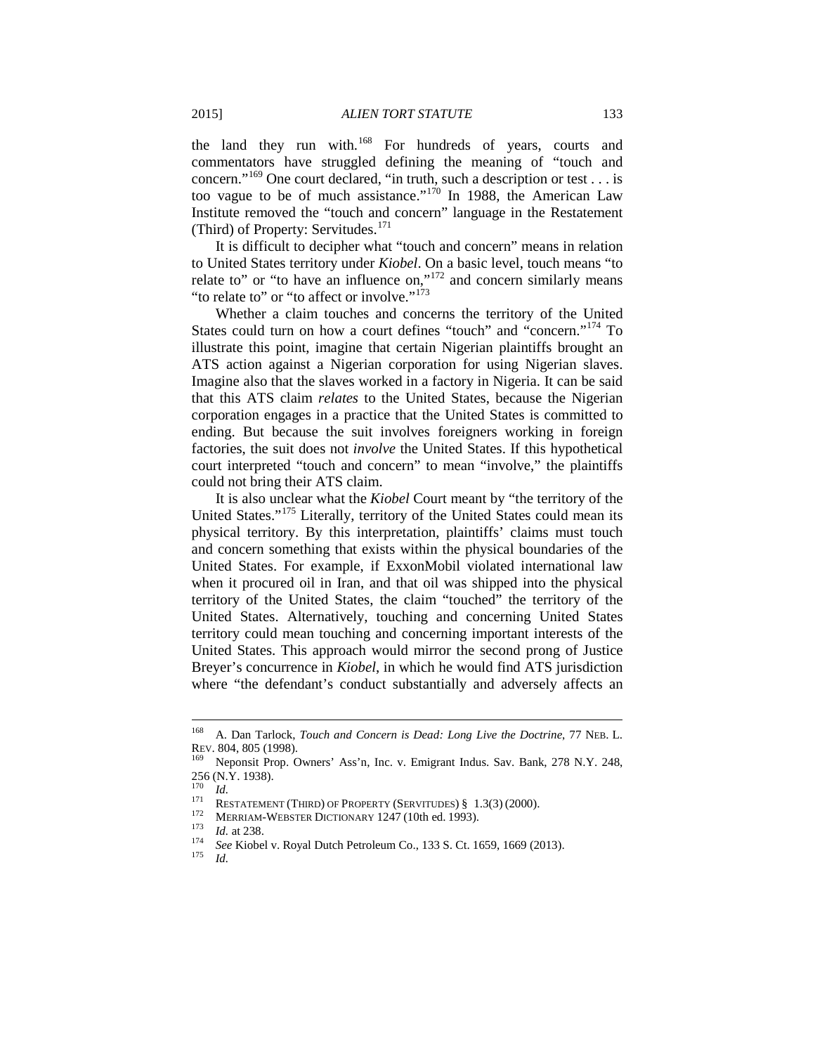the land they run with.[168] For hundreds of years, courts and commentators have struggled defining the meaning of "touch and concern."[169] One court declared, "in truth, such a description or test . . . is too vague to be of much assistance."[170] In 1988, the American Law Institute removed the "touch and concern" language in the Restatement (Third) of Property: Servitudes.[171]

It is difficult to decipher what "touch and concern" means in relation to United States territory under *Kiobel*. On a basic level, touch means "to relate to" or "to have an influence on,"[172] and concern similarly means "to relate to" or "to affect or involve."[173]

Whether a claim touches and concerns the territory of the United States could turn on how a court defines "touch" and "concern."[174] To illustrate this point, imagine that certain Nigerian plaintiffs brought an ATS action against a Nigerian corporation for using Nigerian slaves. Imagine also that the slaves worked in a factory in Nigeria. It can be said that this ATS claim *relates* to the United States, because the Nigerian corporation engages in a practice that the United States is committed to ending. But because the suit involves foreigners working in foreign factories, the suit does not *involve* the United States. If this hypothetical court interpreted "touch and concern" to mean "involve," the plaintiffs could not bring their ATS claim.

It is also unclear what the *Kiobel* Court meant by "the territory of the United States."[175] Literally, territory of the United States could mean its physical territory. By this interpretation, plaintiffs' claims must touch and concern something that exists within the physical boundaries of the United States. For example, if ExxonMobil violated international law when it procured oil in Iran, and that oil was shipped into the physical territory of the United States, the claim "touched" the territory of the United States. Alternatively, touching and concerning United States territory could mean touching and concerning important interests of the United States. This approach would mirror the second prong of Justice Breyer's concurrence in *Kiobel*, in which he would find ATS jurisdiction where "the defendant's conduct substantially and adversely affects an

---

[168] A. Dan Tarlock, *Touch and Concern is Dead: Long Live the Doctrine*, 77 NEB. L. REV. 804, 805 (1998).

[169] Neponsit Prop. Owners' Ass'n, Inc. v. Emigrant Indus. Sav. Bank, 278 N.Y. 248, 256 (N.Y. 1938).

[170] *Id.*

[171] RESTATEMENT (THIRD) OF PROPERTY (SERVITUDES) § 1.3(3) (2000).

[172] MERRIAM-WEBSTER DICTIONARY 1247 (10th ed. 1993).

[173] *Id.* at 238.

[174] *See* Kiobel v. Royal Dutch Petroleum Co., 133 S. Ct. 1659, 1669 (2013).

[175] *Id.*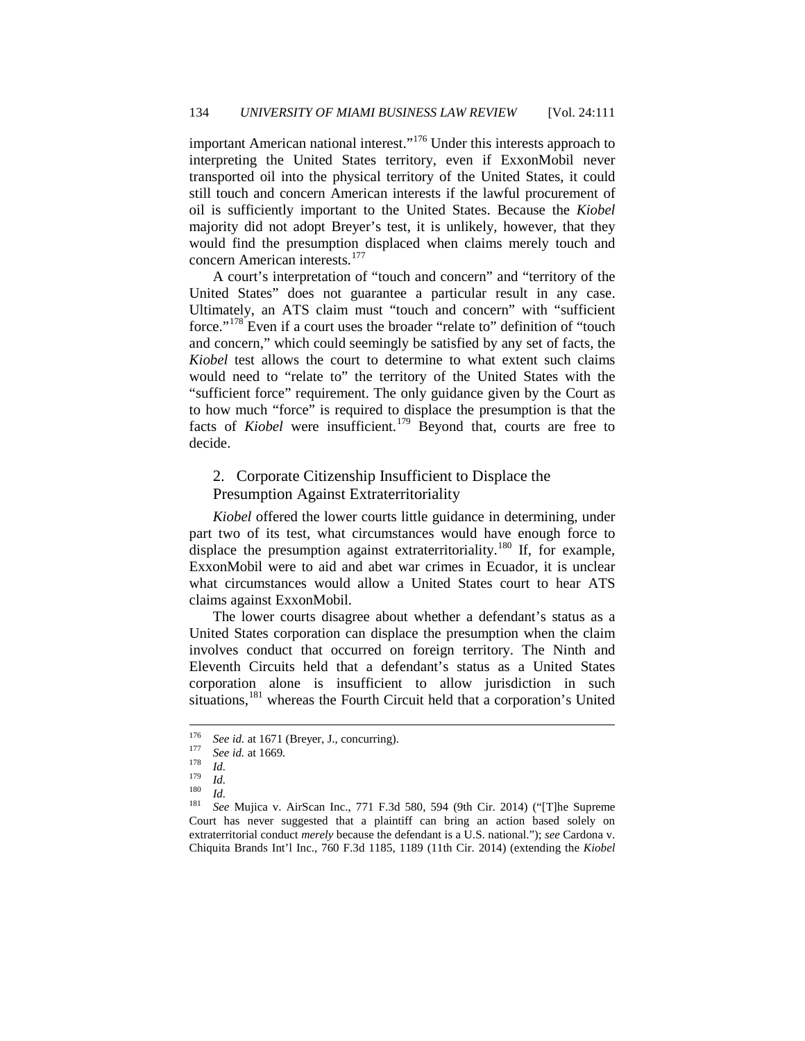important American national interest."[176] Under this interests approach to interpreting the United States territory, even if ExxonMobil never transported oil into the physical territory of the United States, it could still touch and concern American interests if the lawful procurement of oil is sufficiently important to the United States. Because the *Kiobel* majority did not adopt Breyer's test, it is unlikely, however, that they would find the presumption displaced when claims merely touch and concern American interests.[177]

A court's interpretation of "touch and concern" and "territory of the United States" does not guarantee a particular result in any case. Ultimately, an ATS claim must "touch and concern" with "sufficient force."[178] Even if a court uses the broader "relate to" definition of "touch and concern," which could seemingly be satisfied by any set of facts, the *Kiobel* test allows the court to determine to what extent such claims would need to "relate to" the territory of the United States with the "sufficient force" requirement. The only guidance given by the Court as to how much "force" is required to displace the presumption is that the facts of *Kiobel* were insufficient.[179] Beyond that, courts are free to decide.

### 2. Corporate Citizenship Insufficient to Displace the Presumption Against Extraterritoriality

*Kiobel* offered the lower courts little guidance in determining, under part two of its test, what circumstances would have enough force to displace the presumption against extraterritoriality.[180] If, for example, ExxonMobil were to aid and abet war crimes in Ecuador, it is unclear what circumstances would allow a United States court to hear ATS claims against ExxonMobil.

The lower courts disagree about whether a defendant's status as a United States corporation can displace the presumption when the claim involves conduct that occurred on foreign territory. The Ninth and Eleventh Circuits held that a defendant's status as a United States corporation alone is insufficient to allow jurisdiction in such situations,[181] whereas the Fourth Circuit held that a corporation's United

---

[176] *See id.* at 1671 (Breyer, J., concurring).

[177] *See id.* at 1669.

[178] *Id*.

[179] *Id*.

[180] *Id*.

[181] *See* Mujica v. AirScan Inc., 771 F.3d 580, 594 (9th Cir. 2014) ("[T]he Supreme Court has never suggested that a plaintiff can bring an action based solely on extraterritorial conduct *merely* because the defendant is a U.S. national."); *see* Cardona v. Chiquita Brands Int'l Inc., 760 F.3d 1185, 1189 (11th Cir. 2014) (extending the *Kiobel*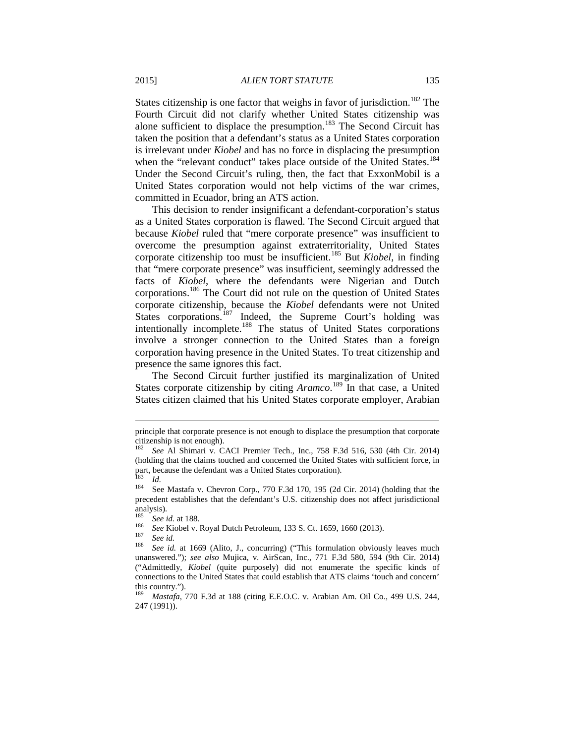States citizenship is one factor that weighs in favor of jurisdiction.[182] The Fourth Circuit did not clarify whether United States citizenship was alone sufficient to displace the presumption.[183] The Second Circuit has taken the position that a defendant's status as a United States corporation is irrelevant under *Kiobel* and has no force in displacing the presumption when the "relevant conduct" takes place outside of the United States.[184] Under the Second Circuit's ruling, then, the fact that ExxonMobil is a United States corporation would not help victims of the war crimes, committed in Ecuador, bring an ATS action.

This decision to render insignificant a defendant-corporation's status as a United States corporation is flawed. The Second Circuit argued that because *Kiobel* ruled that "mere corporate presence" was insufficient to overcome the presumption against extraterritoriality, United States corporate citizenship too must be insufficient.[185] But *Kiobel*, in finding that "mere corporate presence" was insufficient, seemingly addressed the facts of *Kiobel*, where the defendants were Nigerian and Dutch corporations.[186] The Court did not rule on the question of United States corporate citizenship, because the *Kiobel* defendants were not United States corporations.[187] Indeed, the Supreme Court's holding was intentionally incomplete.[188] The status of United States corporations involve a stronger connection to the United States than a foreign corporation having presence in the United States. To treat citizenship and presence the same ignores this fact.

The Second Circuit further justified its marginalization of United States corporate citizenship by citing *Aramco*.[189] In that case, a United States citizen claimed that his United States corporate employer, Arabian

---

principle that corporate presence is not enough to displace the presumption that corporate citizenship is not enough).

[182] *See* Al Shimari v. CACI Premier Tech., Inc., 758 F.3d 516, 530 (4th Cir. 2014) (holding that the claims touched and concerned the United States with sufficient force, in part, because the defendant was a United States corporation).

[183] *Id.*

[184] See Mastafa v. Chevron Corp., 770 F.3d 170, 195 (2d Cir. 2014) (holding that the precedent establishes that the defendant's U.S. citizenship does not affect jurisdictional analysis).

[185] *See id.* at 188.

[186] *See* Kiobel v. Royal Dutch Petroleum, 133 S. Ct. 1659, 1660 (2013).

[187] *See id.*

[188] *See id.* at 1669 (Alito, J., concurring) ("This formulation obviously leaves much unanswered."); *see also* Mujica, v. AirScan, Inc., 771 F.3d 580, 594 (9th Cir. 2014) ("Admittedly, *Kiobel* (quite purposely) did not enumerate the specific kinds of connections to the United States that could establish that ATS claims 'touch and concern' this country.").

[189] *Mastafa*, 770 F.3d at 188 (citing E.E.O.C. v. Arabian Am. Oil Co., 499 U.S. 244, 247 (1991)).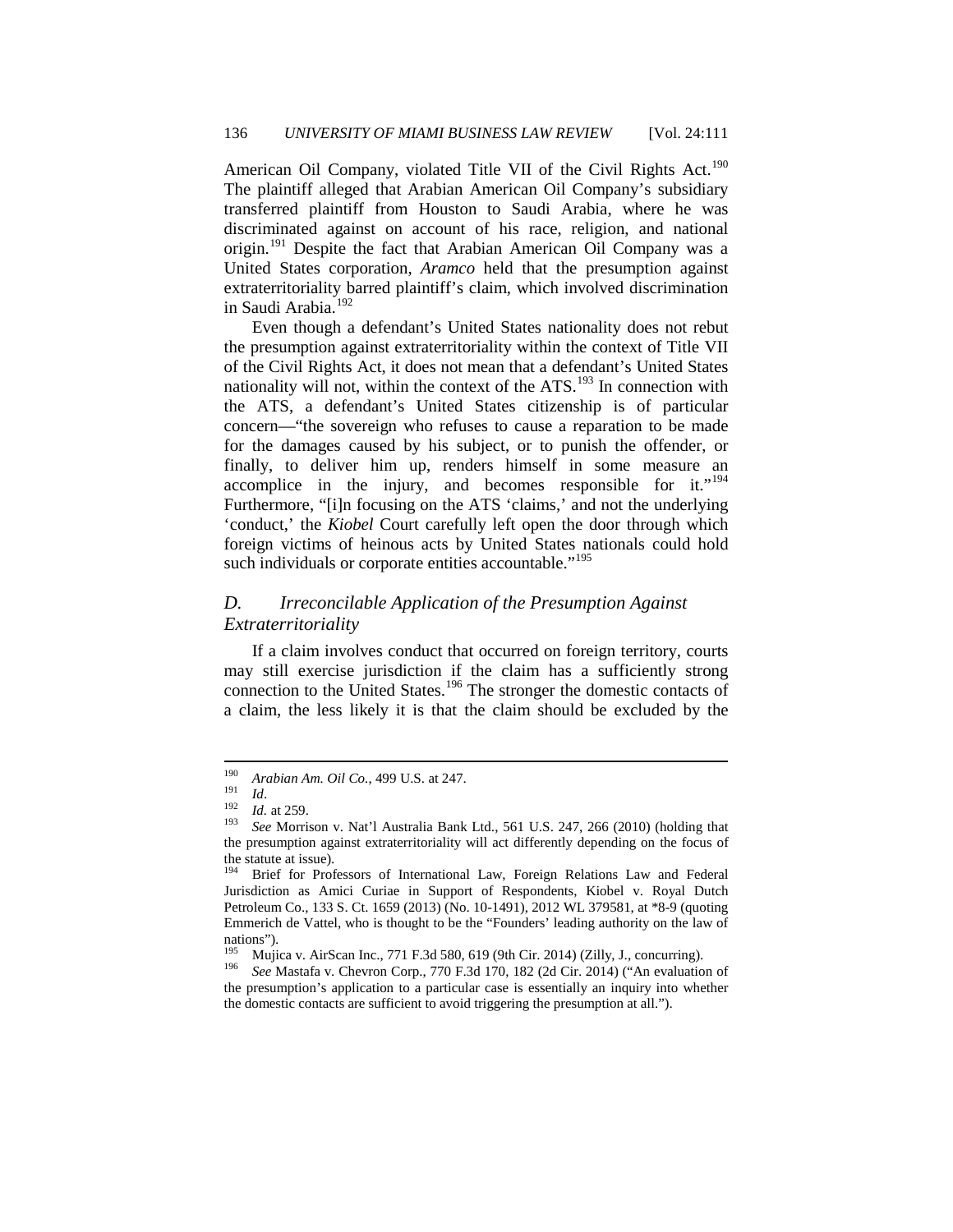American Oil Company, violated Title VII of the Civil Rights Act.[190] The plaintiff alleged that Arabian American Oil Company's subsidiary transferred plaintiff from Houston to Saudi Arabia, where he was discriminated against on account of his race, religion, and national origin.[191] Despite the fact that Arabian American Oil Company was a United States corporation, *Aramco* held that the presumption against extraterritoriality barred plaintiff's claim, which involved discrimination in Saudi Arabia.[192]

Even though a defendant's United States nationality does not rebut the presumption against extraterritoriality within the context of Title VII of the Civil Rights Act, it does not mean that a defendant's United States nationality will not, within the context of the ATS.[193] In connection with the ATS, a defendant's United States citizenship is of particular concern—"the sovereign who refuses to cause a reparation to be made for the damages caused by his subject, or to punish the offender, or finally, to deliver him up, renders himself in some measure an accomplice in the injury, and becomes responsible for it."[194] Furthermore, "[i]n focusing on the ATS 'claims,' and not the underlying 'conduct,' the *Kiobel* Court carefully left open the door through which foreign victims of heinous acts by United States nationals could hold such individuals or corporate entities accountable."[195]

### *D. Irreconcilable Application of the Presumption Against Extraterritoriality*

If a claim involves conduct that occurred on foreign territory, courts may still exercise jurisdiction if the claim has a sufficiently strong connection to the United States.[196] The stronger the domestic contacts of a claim, the less likely it is that the claim should be excluded by the

---

[190] *Arabian Am. Oil Co.*, 499 U.S. at 247.

[191] *Id*.

[192] *Id.* at 259.

[193] *See* Morrison v. Nat'l Australia Bank Ltd., 561 U.S. 247, 266 (2010) (holding that the presumption against extraterritoriality will act differently depending on the focus of the statute at issue).

[194] Brief for Professors of International Law, Foreign Relations Law and Federal Jurisdiction as Amici Curiae in Support of Respondents, Kiobel v. Royal Dutch Petroleum Co., 133 S. Ct. 1659 (2013) (No. 10-1491), 2012 WL 379581, at *8-9 (quoting Emmerich de Vattel, who is thought to be the "Founders' leading authority on the law of nations").

[195] Mujica v. AirScan Inc., 771 F.3d 580, 619 (9th Cir. 2014) (Zilly, J., concurring).

[196] *See* Mastafa v. Chevron Corp., 770 F.3d 170, 182 (2d Cir. 2014) ("An evaluation of the presumption's application to a particular case is essentially an inquiry into whether the domestic contacts are sufficient to avoid triggering the presumption at all.").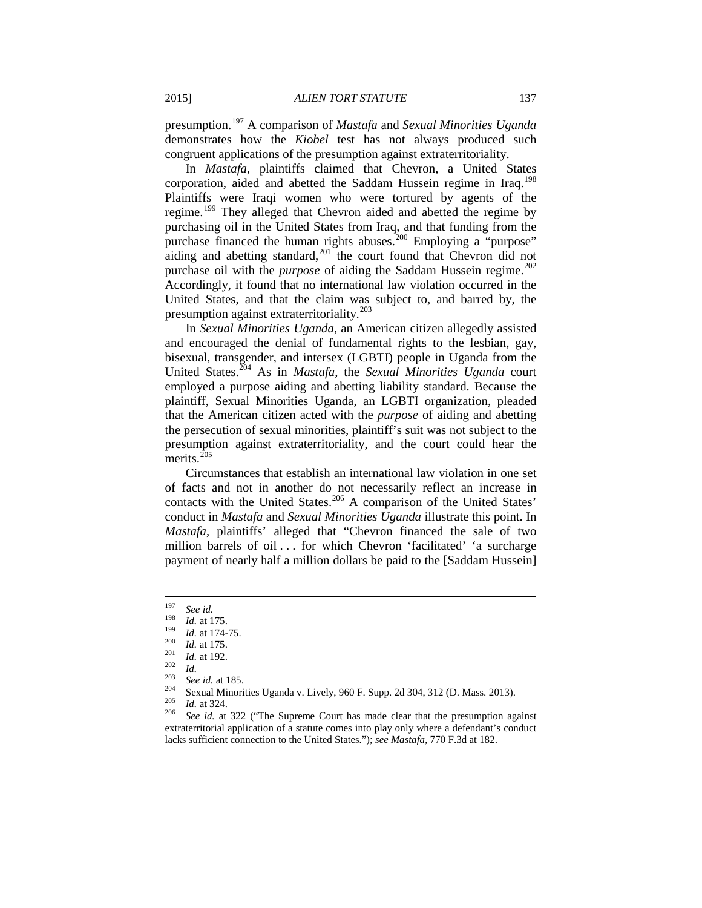presumption.[197] A comparison of *Mastafa* and *Sexual Minorities Uganda* demonstrates how the *Kiobel* test has not always produced such congruent applications of the presumption against extraterritoriality.

In *Mastafa*, plaintiffs claimed that Chevron, a United States corporation, aided and abetted the Saddam Hussein regime in Iraq.[198] Plaintiffs were Iraqi women who were tortured by agents of the regime.[199] They alleged that Chevron aided and abetted the regime by purchasing oil in the United States from Iraq, and that funding from the purchase financed the human rights abuses.[200] Employing a "purpose" aiding and abetting standard,[201] the court found that Chevron did not purchase oil with the *purpose* of aiding the Saddam Hussein regime.[202] Accordingly, it found that no international law violation occurred in the United States, and that the claim was subject to, and barred by, the presumption against extraterritoriality.[203]

In *Sexual Minorities Uganda*, an American citizen allegedly assisted and encouraged the denial of fundamental rights to the lesbian, gay, bisexual, transgender, and intersex (LGBTI) people in Uganda from the United States.[204] As in *Mastafa*, the *Sexual Minorities Uganda* court employed a purpose aiding and abetting liability standard. Because the plaintiff, Sexual Minorities Uganda, an LGBTI organization, pleaded that the American citizen acted with the *purpose* of aiding and abetting the persecution of sexual minorities, plaintiff's suit was not subject to the presumption against extraterritoriality, and the court could hear the merits.[205]

Circumstances that establish an international law violation in one set of facts and not in another do not necessarily reflect an increase in contacts with the United States.[206] A comparison of the United States' conduct in *Mastafa* and *Sexual Minorities Uganda* illustrate this point. In *Mastafa*, plaintiffs' alleged that "Chevron financed the sale of two million barrels of oil . . . for which Chevron 'facilitated' 'a surcharge payment of nearly half a million dollars be paid to the [Saddam Hussein]

---

[197] *See id.*

[198] *Id.* at 175.

[199] *Id.* at 174-75.

[200] *Id.* at 175.

[201] *Id.* at 192.

[202] *Id.*

[203] *See id.* at 185.

[204] Sexual Minorities Uganda v. Lively, 960 F. Supp. 2d 304, 312 (D. Mass. 2013).

[205] *Id.* at 324.

[206] *See id.* at 322 ("The Supreme Court has made clear that the presumption against extraterritorial application of a statute comes into play only where a defendant's conduct lacks sufficient connection to the United States."); *see Mastafa*, 770 F.3d at 182.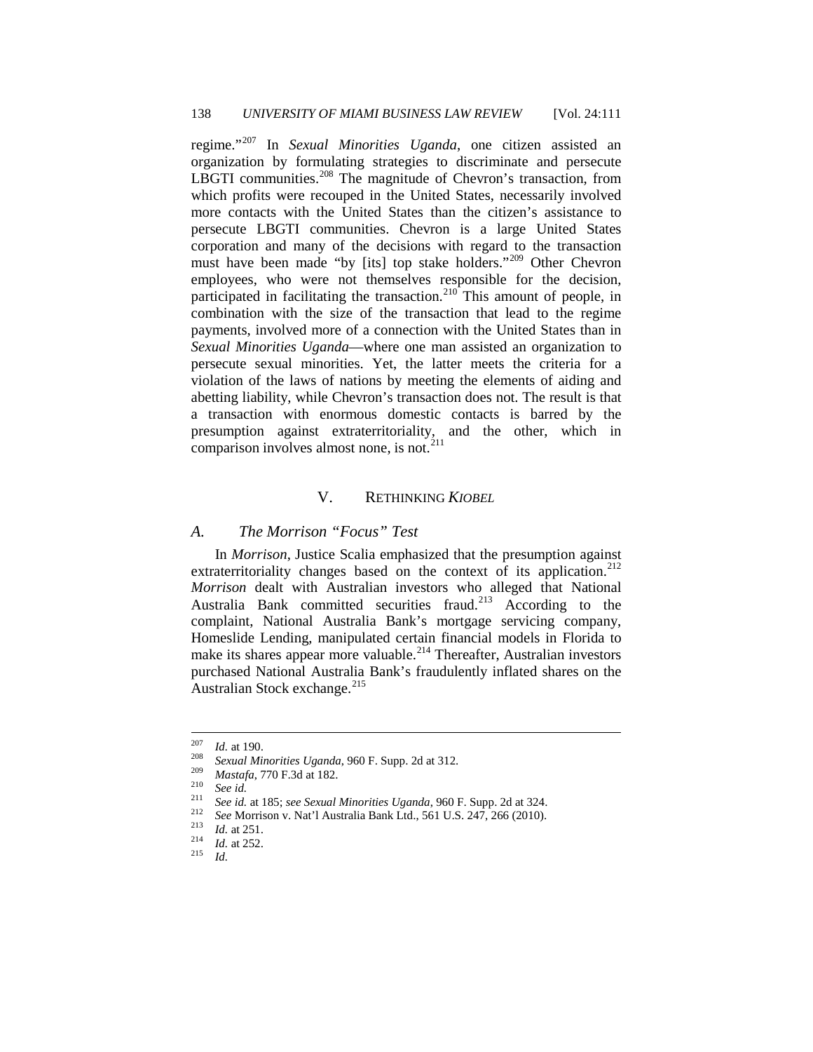regime."[207] In *Sexual Minorities Uganda*, one citizen assisted an organization by formulating strategies to discriminate and persecute LBGTI communities.[208] The magnitude of Chevron's transaction, from which profits were recouped in the United States, necessarily involved more contacts with the United States than the citizen's assistance to persecute LBGTI communities. Chevron is a large United States corporation and many of the decisions with regard to the transaction must have been made "by [its] top stake holders."[209] Other Chevron employees, who were not themselves responsible for the decision, participated in facilitating the transaction.[210] This amount of people, in combination with the size of the transaction that lead to the regime payments, involved more of a connection with the United States than in *Sexual Minorities Uganda*—where one man assisted an organization to persecute sexual minorities. Yet, the latter meets the criteria for a violation of the laws of nations by meeting the elements of aiding and abetting liability, while Chevron's transaction does not. The result is that a transaction with enormous domestic contacts is barred by the presumption against extraterritoriality, and the other, which in comparison involves almost none, is not.[211]

## V. RETHINKING *KIOBEL*

### *A. The Morrison "Focus" Test*

In *Morrison*, Justice Scalia emphasized that the presumption against extraterritoriality changes based on the context of its application.[212] *Morrison* dealt with Australian investors who alleged that National Australia Bank committed securities fraud.[213] According to the complaint, National Australia Bank's mortgage servicing company, Homeslide Lending, manipulated certain financial models in Florida to make its shares appear more valuable.[214] Thereafter, Australian investors purchased National Australia Bank's fraudulently inflated shares on the Australian Stock exchange.[215]

---

[207] *Id.* at 190.

[208] *Sexual Minorities Uganda*, 960 F. Supp. 2d at 312.

[209] *Mastafa*, 770 F.3d at 182.

[210] *See id.*

[211] *See id.* at 185; *see Sexual Minorities Uganda*, 960 F. Supp. 2d at 324.

[212] *See* Morrison v. Nat'l Australia Bank Ltd., 561 U.S. 247, 266 (2010).

[213] *Id.* at 251.

[214] *Id.* at 252.

[215] *Id.*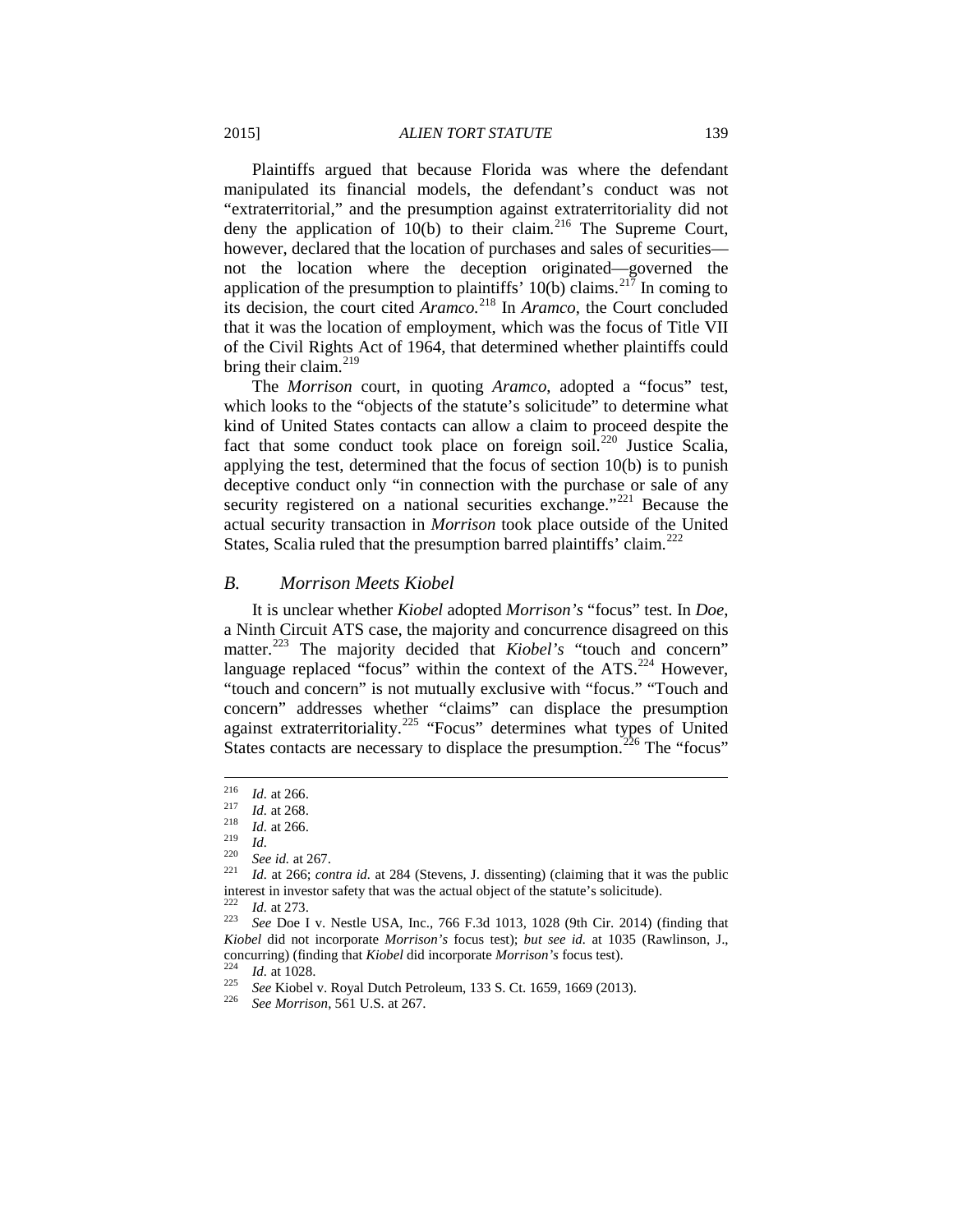Plaintiffs argued that because Florida was where the defendant manipulated its financial models, the defendant's conduct was not "extraterritorial," and the presumption against extraterritoriality did not deny the application of 10(b) to their claim.[216] The Supreme Court, however, declared that the location of purchases and sales of securities—not the location where the deception originated—governed the application of the presumption to plaintiffs' 10(b) claims.[217] In coming to its decision, the court cited *Aramco.*[218] In *Aramco*, the Court concluded that it was the location of employment, which was the focus of Title VII of the Civil Rights Act of 1964, that determined whether plaintiffs could bring their claim.[219]

The *Morrison* court, in quoting *Aramco*, adopted a "focus" test, which looks to the "objects of the statute's solicitude" to determine what kind of United States contacts can allow a claim to proceed despite the fact that some conduct took place on foreign soil.[220] Justice Scalia, applying the test, determined that the focus of section 10(b) is to punish deceptive conduct only "in connection with the purchase or sale of any security registered on a national securities exchange."[221] Because the actual security transaction in *Morrison* took place outside of the United States, Scalia ruled that the presumption barred plaintiffs' claim.[222]

### *B. Morrison Meets Kiobel*

It is unclear whether *Kiobel* adopted *Morrison's* "focus" test. In *Doe*, a Ninth Circuit ATS case, the majority and concurrence disagreed on this matter.[223] The majority decided that *Kiobel's* "touch and concern" language replaced "focus" within the context of the ATS.[224] However, "touch and concern" is not mutually exclusive with "focus." "Touch and concern" addresses whether "claims" can displace the presumption against extraterritoriality.[225] "Focus" determines what types of United States contacts are necessary to displace the presumption.[226] The "focus"

---

[216] *Id.* at 266.

[217] *Id.* at 268.

[218] *Id.* at 266.

[219] *Id.*

[220] *See id.* at 267.

[221] *Id.* at 266; *contra id.* at 284 (Stevens, J. dissenting) (claiming that it was the public interest in investor safety that was the actual object of the statute's solicitude).

[222] *Id.* at 273.

[223] *See* Doe I v. Nestle USA, Inc., 766 F.3d 1013, 1028 (9th Cir. 2014) (finding that *Kiobel* did not incorporate *Morrison's* focus test); *but see id.* at 1035 (Rawlinson, J., concurring) (finding that *Kiobel* did incorporate *Morrison's* focus test).

[224] *Id.* at 1028.

[225] *See* Kiobel v. Royal Dutch Petroleum, 133 S. Ct. 1659, 1669 (2013).

[226] *See Morrison*, 561 U.S. at 267.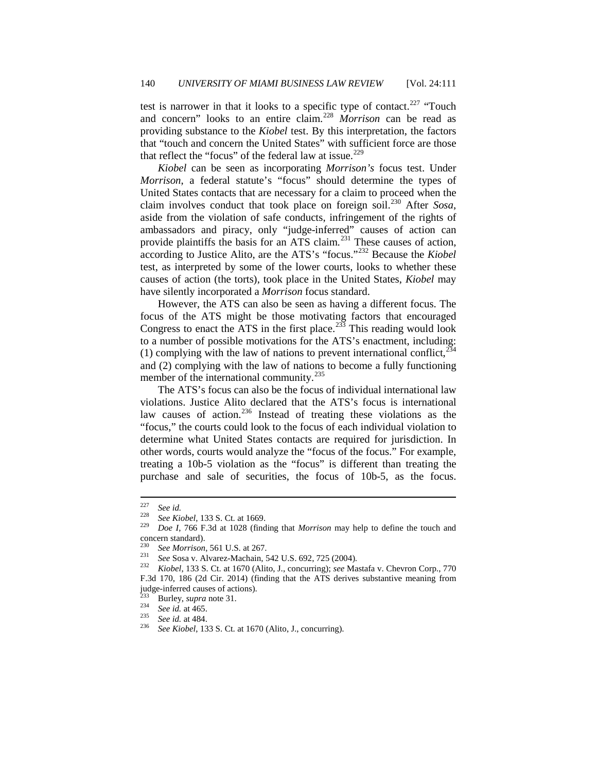test is narrower in that it looks to a specific type of contact.[227] "Touch and concern" looks to an entire claim.[228] *Morrison* can be read as providing substance to the *Kiobel* test. By this interpretation, the factors that "touch and concern the United States" with sufficient force are those that reflect the "focus" of the federal law at issue.[229]

*Kiobel* can be seen as incorporating *Morrison's* focus test. Under *Morrison*, a federal statute's "focus" should determine the types of United States contacts that are necessary for a claim to proceed when the claim involves conduct that took place on foreign soil.[230] After *Sosa*, aside from the violation of safe conducts, infringement of the rights of ambassadors and piracy, only "judge-inferred" causes of action can provide plaintiffs the basis for an ATS claim.[231] These causes of action, according to Justice Alito, are the ATS's "focus."[232] Because the *Kiobel* test, as interpreted by some of the lower courts, looks to whether these causes of action (the torts), took place in the United States, *Kiobel* may have silently incorporated a *Morrison* focus standard.

However, the ATS can also be seen as having a different focus. The focus of the ATS might be those motivating factors that encouraged Congress to enact the ATS in the first place.[233] This reading would look to a number of possible motivations for the ATS's enactment, including: (1) complying with the law of nations to prevent international conflict,[234] and (2) complying with the law of nations to become a fully functioning member of the international community.[235]

The ATS's focus can also be the focus of individual international law violations. Justice Alito declared that the ATS's focus is international law causes of action.[236] Instead of treating these violations as the "focus," the courts could look to the focus of each individual violation to determine what United States contacts are required for jurisdiction. In other words, courts would analyze the "focus of the focus." For example, treating a 10b-5 violation as the "focus" is different than treating the purchase and sale of securities, the focus of 10b-5, as the focus.

---

[227] *See id.*

[228] *See Kiobel*, 133 S. Ct. at 1669.

[229] *Doe I*, 766 F.3d at 1028 (finding that *Morrison* may help to define the touch and concern standard).

[230] *See Morrison*, 561 U.S. at 267.

[231] *See* Sosa v. Alvarez-Machain, 542 U.S. 692, 725 (2004).

[232] *Kiobel*, 133 S. Ct. at 1670 (Alito, J., concurring); *see* Mastafa v. Chevron Corp., 770 F.3d 170, 186 (2d Cir. 2014) (finding that the ATS derives substantive meaning from judge-inferred causes of actions).

[233] Burley, *supra* note 31.

[234] *See id.* at 465.

[235] *See id.* at 484.

[236] *See Kiobel*, 133 S. Ct. at 1670 (Alito, J., concurring).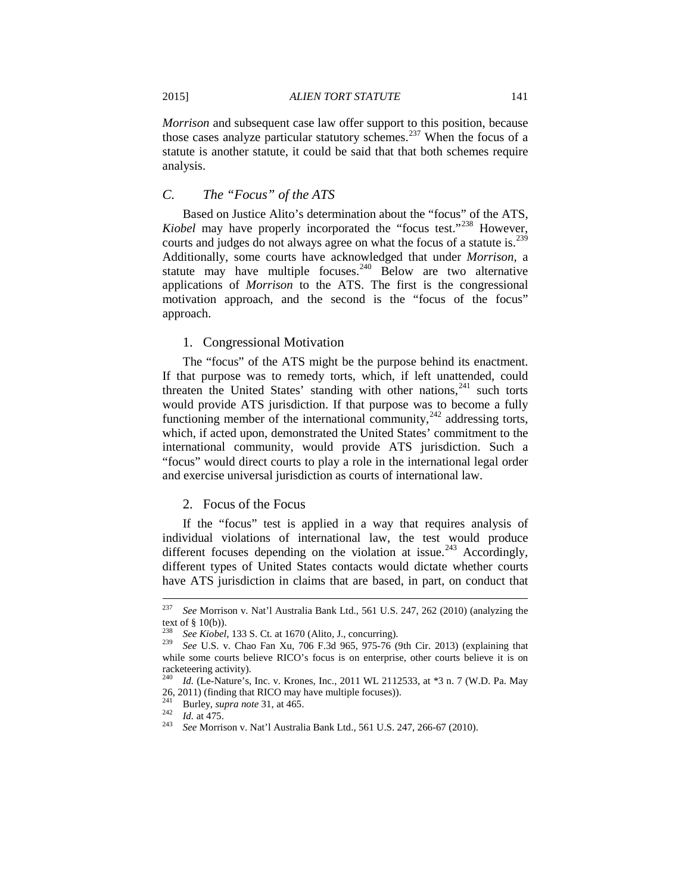*Morrison* and subsequent case law offer support to this position, because those cases analyze particular statutory schemes.[237] When the focus of a statute is another statute, it could be said that that both schemes require analysis.

### *C. The "Focus" of the ATS*

Based on Justice Alito's determination about the "focus" of the ATS, *Kiobel* may have properly incorporated the "focus test."[238] However, courts and judges do not always agree on what the focus of a statute is.[239] Additionally, some courts have acknowledged that under *Morrison*, a statute may have multiple focuses.[240] Below are two alternative applications of *Morrison* to the ATS. The first is the congressional motivation approach, and the second is the "focus of the focus" approach.

#### 1. Congressional Motivation

The "focus" of the ATS might be the purpose behind its enactment. If that purpose was to remedy torts, which, if left unattended, could threaten the United States' standing with other nations,[241] such torts would provide ATS jurisdiction. If that purpose was to become a fully functioning member of the international community,[242] addressing torts, which, if acted upon, demonstrated the United States' commitment to the international community, would provide ATS jurisdiction. Such a "focus" would direct courts to play a role in the international legal order and exercise universal jurisdiction as courts of international law.

#### 2. Focus of the Focus

If the "focus" test is applied in a way that requires analysis of individual violations of international law, the test would produce different focuses depending on the violation at issue.[243] Accordingly, different types of United States contacts would dictate whether courts have ATS jurisdiction in claims that are based, in part, on conduct that

---

[237] *See* Morrison v. Nat'l Australia Bank Ltd., 561 U.S. 247, 262 (2010) (analyzing the text of § 10(b)).

[238] *See Kiobel*, 133 S. Ct. at 1670 (Alito, J., concurring).

[239] *See* U.S. v. Chao Fan Xu, 706 F.3d 965, 975-76 (9th Cir. 2013) (explaining that while some courts believe RICO's focus is on enterprise, other courts believe it is on racketeering activity).

[240] *Id.* (Le-Nature's, Inc. v. Krones, Inc., 2011 WL 2112533, at *3 n. 7 (W.D. Pa. May 26, 2011) (finding that RICO may have multiple focuses)).

[241] Burley, *supra note* 31, at 465.

[242] *Id.* at 475.

[243] *See* Morrison v. Nat'l Australia Bank Ltd., 561 U.S. 247, 266-67 (2010).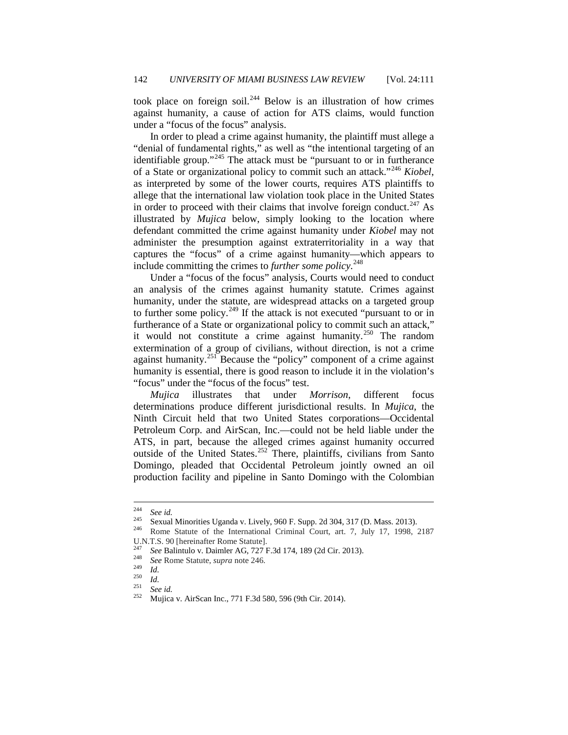took place on foreign soil.[244] Below is an illustration of how crimes against humanity, a cause of action for ATS claims, would function under a "focus of the focus" analysis.

In order to plead a crime against humanity, the plaintiff must allege a "denial of fundamental rights," as well as "the intentional targeting of an identifiable group."[245] The attack must be "pursuant to or in furtherance of a State or organizational policy to commit such an attack."[246] *Kiobel*, as interpreted by some of the lower courts, requires ATS plaintiffs to allege that the international law violation took place in the United States in order to proceed with their claims that involve foreign conduct.[247] As illustrated by *Mujica* below, simply looking to the location where defendant committed the crime against humanity under *Kiobel* may not administer the presumption against extraterritoriality in a way that captures the "focus" of a crime against humanity—which appears to include committing the crimes to *further some policy*.[248]

Under a "focus of the focus" analysis, Courts would need to conduct an analysis of the crimes against humanity statute. Crimes against humanity, under the statute, are widespread attacks on a targeted group to further some policy.[249] If the attack is not executed "pursuant to or in furtherance of a State or organizational policy to commit such an attack," it would not constitute a crime against humanity.[250] The random extermination of a group of civilians, without direction, is not a crime against humanity.[251] Because the "policy" component of a crime against humanity is essential, there is good reason to include it in the violation's "focus" under the "focus of the focus" test.

*Mujica* illustrates that under *Morrison*, different focus determinations produce different jurisdictional results. In *Mujica*, the Ninth Circuit held that two United States corporations—Occidental Petroleum Corp. and AirScan, Inc.—could not be held liable under the ATS, in part, because the alleged crimes against humanity occurred outside of the United States.[252] There, plaintiffs, civilians from Santo Domingo, pleaded that Occidental Petroleum jointly owned an oil production facility and pipeline in Santo Domingo with the Colombian

---

[244] *See id.*

[245] Sexual Minorities Uganda v. Lively, 960 F. Supp. 2d 304, 317 (D. Mass. 2013).

[246] Rome Statute of the International Criminal Court, art. 7, July 17, 1998, 2187 U.N.T.S. 90 [hereinafter Rome Statute].

[247] *See* Balintulo v. Daimler AG, 727 F.3d 174, 189 (2d Cir. 2013).

[248] *See* Rome Statute, *supra* note 246.

[249] *Id.*

[250] *Id.*

[251] *See id.*

[252] Mujica v. AirScan Inc., 771 F.3d 580, 596 (9th Cir. 2014).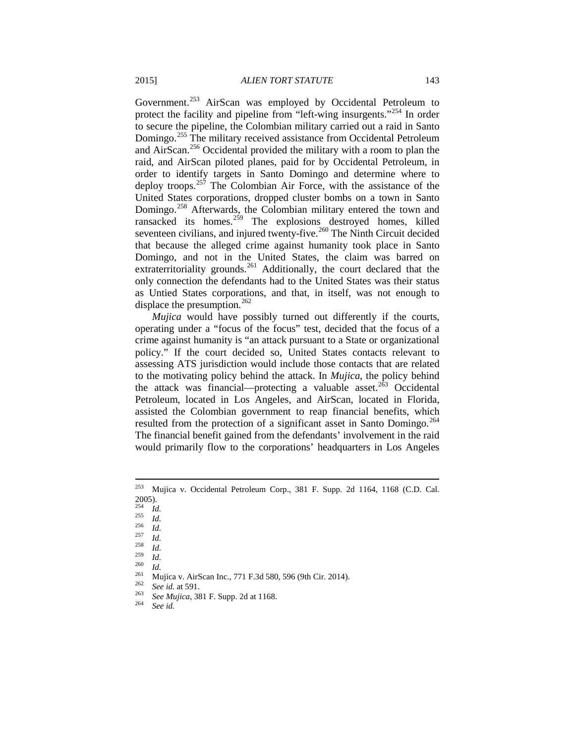Government.[253] AirScan was employed by Occidental Petroleum to protect the facility and pipeline from "left-wing insurgents."[254] In order to secure the pipeline, the Colombian military carried out a raid in Santo Domingo.[255] The military received assistance from Occidental Petroleum and AirScan.[256] Occidental provided the military with a room to plan the raid, and AirScan piloted planes, paid for by Occidental Petroleum, in order to identify targets in Santo Domingo and determine where to deploy troops.[257] The Colombian Air Force, with the assistance of the United States corporations, dropped cluster bombs on a town in Santo Domingo.[258] Afterwards, the Colombian military entered the town and ransacked its homes.[259] The explosions destroyed homes, killed seventeen civilians, and injured twenty-five.[260] The Ninth Circuit decided that because the alleged crime against humanity took place in Santo Domingo, and not in the United States, the claim was barred on extraterritoriality grounds.[261] Additionally, the court declared that the only connection the defendants had to the United States was their status as Untied States corporations, and that, in itself, was not enough to displace the presumption.[262]

*Mujica* would have possibly turned out differently if the courts, operating under a "focus of the focus" test, decided that the focus of a crime against humanity is "an attack pursuant to a State or organizational policy." If the court decided so, United States contacts relevant to assessing ATS jurisdiction would include those contacts that are related to the motivating policy behind the attack. In *Mujica*, the policy behind the attack was financial—protecting a valuable asset.[263] Occidental Petroleum, located in Los Angeles, and AirScan, located in Florida, assisted the Colombian government to reap financial benefits, which resulted from the protection of a significant asset in Santo Domingo.[264] The financial benefit gained from the defendants' involvement in the raid would primarily flow to the corporations' headquarters in Los Angeles

---

[253] Mujica v. Occidental Petroleum Corp., 381 F. Supp. 2d 1164, 1168 (C.D. Cal. 2005).

[254] *Id.*

[255] *Id.*

[256] *Id.*

[257] *Id.*

[258] *Id.*

[259] *Id.*

[260] *Id.*

[261] Mujica v. AirScan Inc., 771 F.3d 580, 596 (9th Cir. 2014).

[262] *See id.* at 591.

[263] *See Mujica*, 381 F. Supp. 2d at 1168.

[264] *See id.*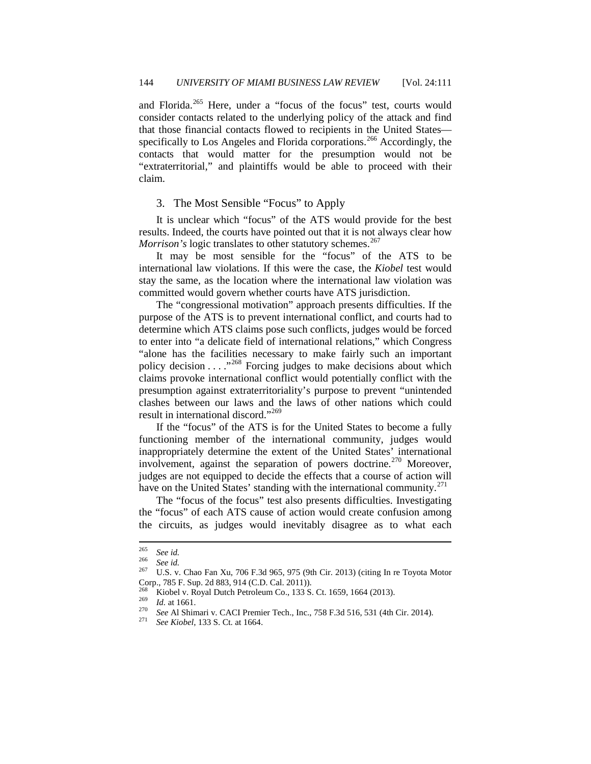and Florida.[265] Here, under a "focus of the focus" test, courts would consider contacts related to the underlying policy of the attack and find that those financial contacts flowed to recipients in the United States—specifically to Los Angeles and Florida corporations.[266] Accordingly, the contacts that would matter for the presumption would not be "extraterritorial," and plaintiffs would be able to proceed with their claim.

### 3. The Most Sensible "Focus" to Apply

It is unclear which "focus" of the ATS would provide for the best results. Indeed, the courts have pointed out that it is not always clear how *Morrison's* logic translates to other statutory schemes.[267]

It may be most sensible for the "focus" of the ATS to be international law violations. If this were the case, the *Kiobel* test would stay the same, as the location where the international law violation was committed would govern whether courts have ATS jurisdiction.

The "congressional motivation" approach presents difficulties. If the purpose of the ATS is to prevent international conflict, and courts had to determine which ATS claims pose such conflicts, judges would be forced to enter into "a delicate field of international relations," which Congress "alone has the facilities necessary to make fairly such an important policy decision . . . ."[268] Forcing judges to make decisions about which claims provoke international conflict would potentially conflict with the presumption against extraterritoriality's purpose to prevent "unintended clashes between our laws and the laws of other nations which could result in international discord."[269]

If the "focus" of the ATS is for the United States to become a fully functioning member of the international community, judges would inappropriately determine the extent of the United States' international involvement, against the separation of powers doctrine.[270] Moreover, judges are not equipped to decide the effects that a course of action will have on the United States' standing with the international community.[271]

The "focus of the focus" test also presents difficulties. Investigating the "focus" of each ATS cause of action would create confusion among the circuits, as judges would inevitably disagree as to what each

---

[265] *See id.*

[266] *See id.*

[267] U.S. v. Chao Fan Xu, 706 F.3d 965, 975 (9th Cir. 2013) (citing In re Toyota Motor Corp., 785 F. Sup. 2d 883, 914 (C.D. Cal. 2011)).

[268] Kiobel v. Royal Dutch Petroleum Co., 133 S. Ct. 1659, 1664 (2013).

[269] *Id.* at 1661.

[270] *See* Al Shimari v. CACI Premier Tech., Inc., 758 F.3d 516, 531 (4th Cir. 2014).

[271] *See Kiobel*, 133 S. Ct. at 1664.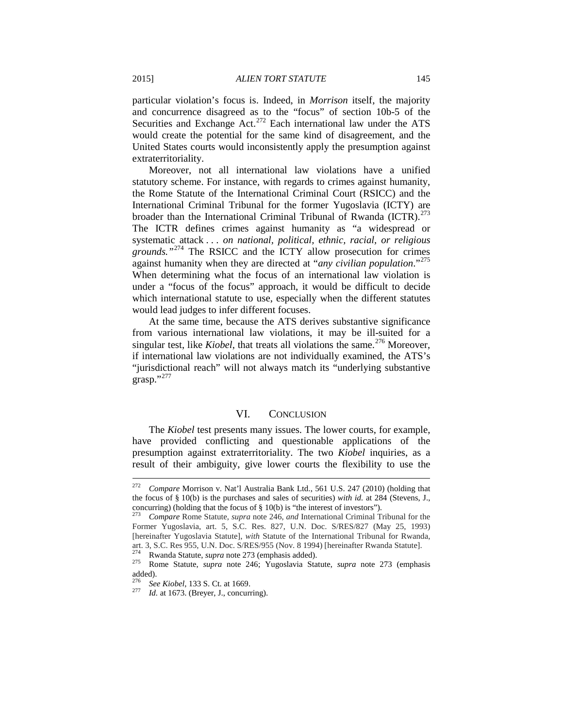particular violation's focus is. Indeed, in *Morrison* itself, the majority and concurrence disagreed as to the "focus" of section 10b-5 of the Securities and Exchange Act.[272] Each international law under the ATS would create the potential for the same kind of disagreement, and the United States courts would inconsistently apply the presumption against extraterritoriality.

Moreover, not all international law violations have a unified statutory scheme. For instance, with regards to crimes against humanity, the Rome Statute of the International Criminal Court (RSICC) and the International Criminal Tribunal for the former Yugoslavia (ICTY) are broader than the International Criminal Tribunal of Rwanda (ICTR).[273] The ICTR defines crimes against humanity as "a widespread or systematic attack . . . *on national, political, ethnic, racial, or religious grounds.*"[274] The RSICC and the ICTY allow prosecution for crimes against humanity when they are directed at "*any civilian population*."[275] When determining what the focus of an international law violation is under a "focus of the focus" approach, it would be difficult to decide which international statute to use, especially when the different statutes would lead judges to infer different focuses.

At the same time, because the ATS derives substantive significance from various international law violations, it may be ill-suited for a singular test, like *Kiobel*, that treats all violations the same.[276] Moreover, if international law violations are not individually examined, the ATS's "jurisdictional reach" will not always match its "underlying substantive grasp."[277]

## VI. CONCLUSION

The *Kiobel* test presents many issues. The lower courts, for example, have provided conflicting and questionable applications of the presumption against extraterritoriality. The two *Kiobel* inquiries, as a result of their ambiguity, give lower courts the flexibility to use the

---

[272] *Compare* Morrison v. Nat'l Australia Bank Ltd., 561 U.S. 247 (2010) (holding that the focus of § 10(b) is the purchases and sales of securities) *with id.* at 284 (Stevens, J., concurring) (holding that the focus of § 10(b) is "the interest of investors").

[273] *Compare* Rome Statute, *supra* note 246, *and* International Criminal Tribunal for the Former Yugoslavia, art. 5, S.C. Res. 827, U.N. Doc. S/RES/827 (May 25, 1993) [hereinafter Yugoslavia Statute], *with* Statute of the International Tribunal for Rwanda, art. 3, S.C. Res 955, U.N. Doc. S/RES/955 (Nov. 8 1994) [hereinafter Rwanda Statute].

[274] Rwanda Statute, *supra* note 273 (emphasis added).

[275] Rome Statute, *supra* note 246; Yugoslavia Statute, *supra* note 273 (emphasis added).

[276] *See Kiobel*, 133 S. Ct. at 1669.

[277] *Id.* at 1673. (Breyer, J., concurring).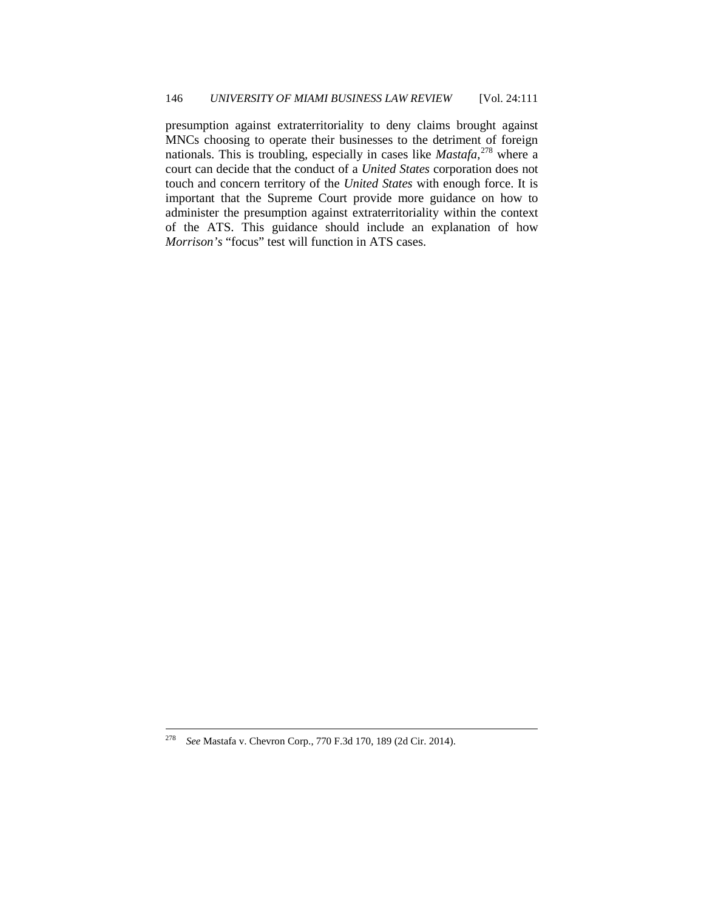presumption against extraterritoriality to deny claims brought against MNCs choosing to operate their businesses to the detriment of foreign nationals. This is troubling, especially in cases like *Mastafa*,[278] where a court can decide that the conduct of a *United States* corporation does not touch and concern territory of the *United States* with enough force. It is important that the Supreme Court provide more guidance on how to administer the presumption against extraterritoriality within the context of the ATS. This guidance should include an explanation of how *Morrison's* "focus" test will function in ATS cases.

---

[278] *See* Mastafa v. Chevron Corp., 770 F.3d 170, 189 (2d Cir. 2014).